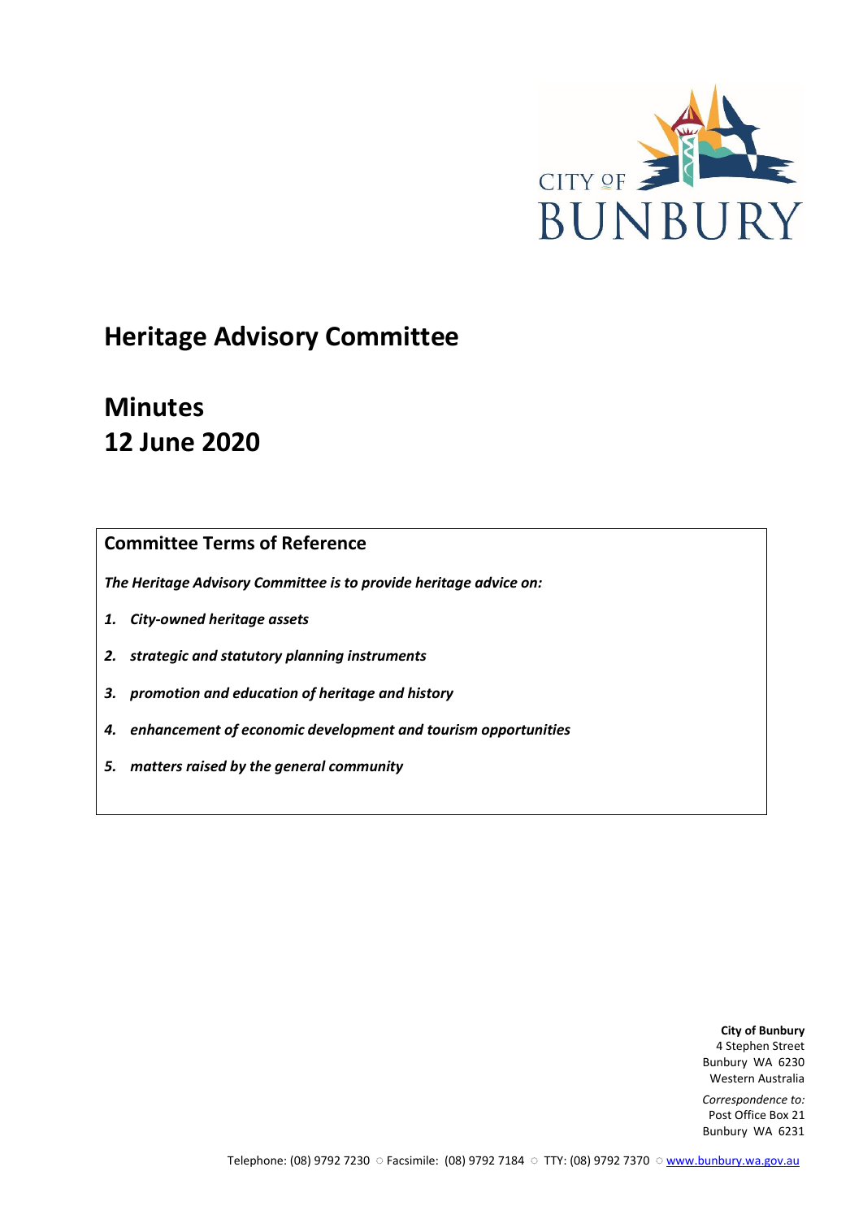CITY OF BUNBURY

# Heritage Advisory Committee

# Minutes
# 12 June 2020

## Committee Terms of Reference

***The Heritage Advisory Committee is to provide heritage advice on:***

1. ***City-owned heritage assets***
2. ***strategic and statutory planning instruments***
3. ***promotion and education of heritage and history***
4. ***enhancement of economic development and tourism opportunities***
5. ***matters raised by the general community***

**City of Bunbury**
4 Stephen Street
Bunbury WA 6230
Western Australia

*Correspondence to:*
Post Office Box 21
Bunbury WA 6231

Telephone: (08) 9792 7230 ○ Facsimile: (08) 9792 7184 ○ TTY: (08) 9792 7370 ○ www.bunbury.wa.gov.au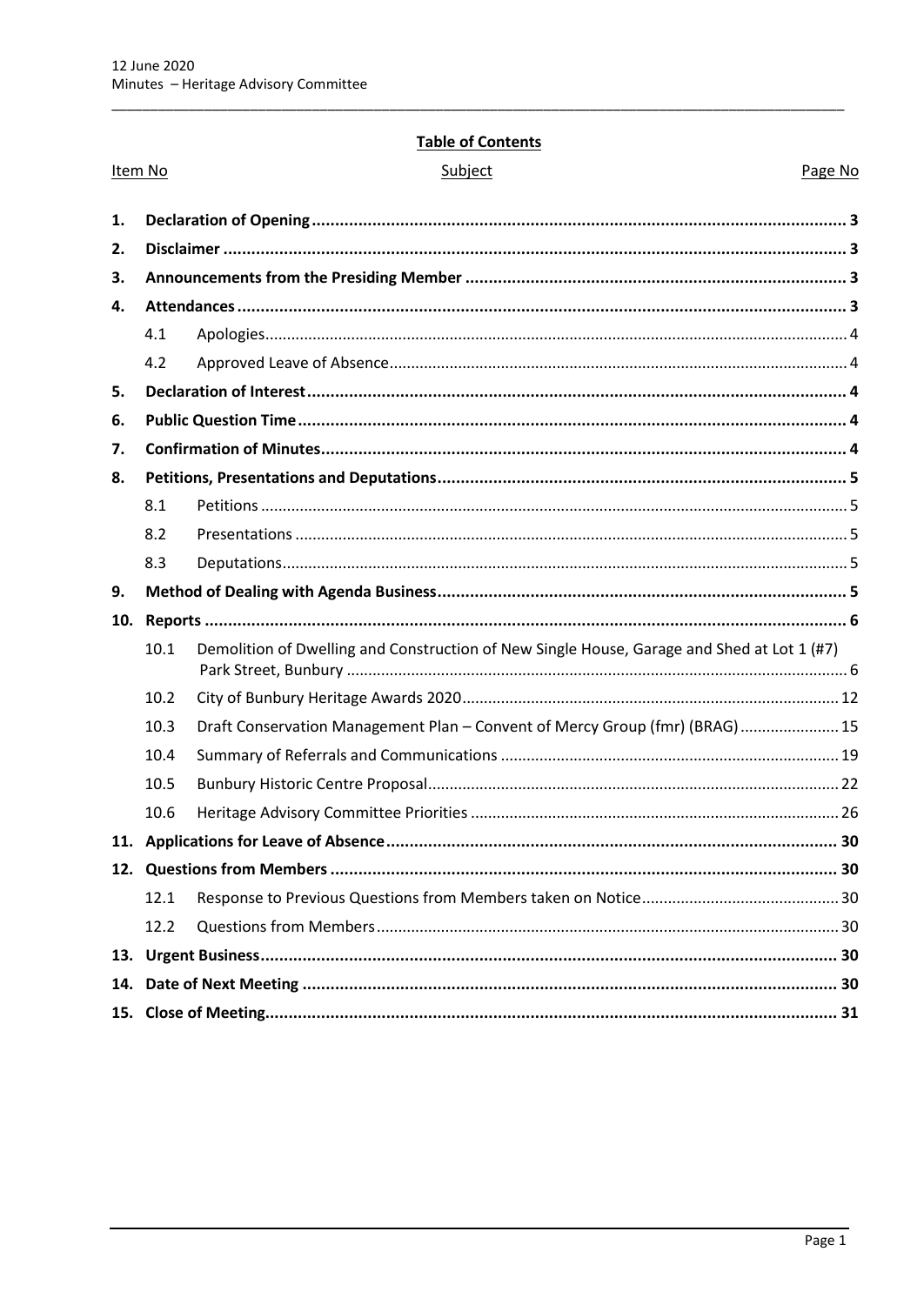## Table of Contents

| Item No | | Subject | Page No |
|---|---|---|---|
| **1.** | | **Declaration of Opening** | **3** |
| **2.** | | **Disclaimer** | **3** |
| **3.** | | **Announcements from the Presiding Member** | **3** |
| **4.** | | **Attendances** | **3** |
| | 4.1 | Apologies | 4 |
| | 4.2 | Approved Leave of Absence | 4 |
| **5.** | | **Declaration of Interest** | **4** |
| **6.** | | **Public Question Time** | **4** |
| **7.** | | **Confirmation of Minutes** | **4** |
| **8.** | | **Petitions, Presentations and Deputations** | **5** |
| | 8.1 | Petitions | 5 |
| | 8.2 | Presentations | 5 |
| | 8.3 | Deputations | 5 |
| **9.** | | **Method of Dealing with Agenda Business** | **5** |
| **10.** | | **Reports** | **6** |
| | 10.1 | Demolition of Dwelling and Construction of New Single House, Garage and Shed at Lot 1 (#7) Park Street, Bunbury | 6 |
| | 10.2 | City of Bunbury Heritage Awards 2020 | 12 |
| | 10.3 | Draft Conservation Management Plan – Convent of Mercy Group (fmr) (BRAG) | 15 |
| | 10.4 | Summary of Referrals and Communications | 19 |
| | 10.5 | Bunbury Historic Centre Proposal | 22 |
| | 10.6 | Heritage Advisory Committee Priorities | 26 |
| **11.** | | **Applications for Leave of Absence** | **30** |
| **12.** | | **Questions from Members** | **30** |
| | 12.1 | Response to Previous Questions from Members taken on Notice | 30 |
| | 12.2 | Questions from Members | 30 |
| **13.** | | **Urgent Business** | **30** |
| **14.** | | **Date of Next Meeting** | **30** |
| **15.** | | **Close of Meeting** | **31** |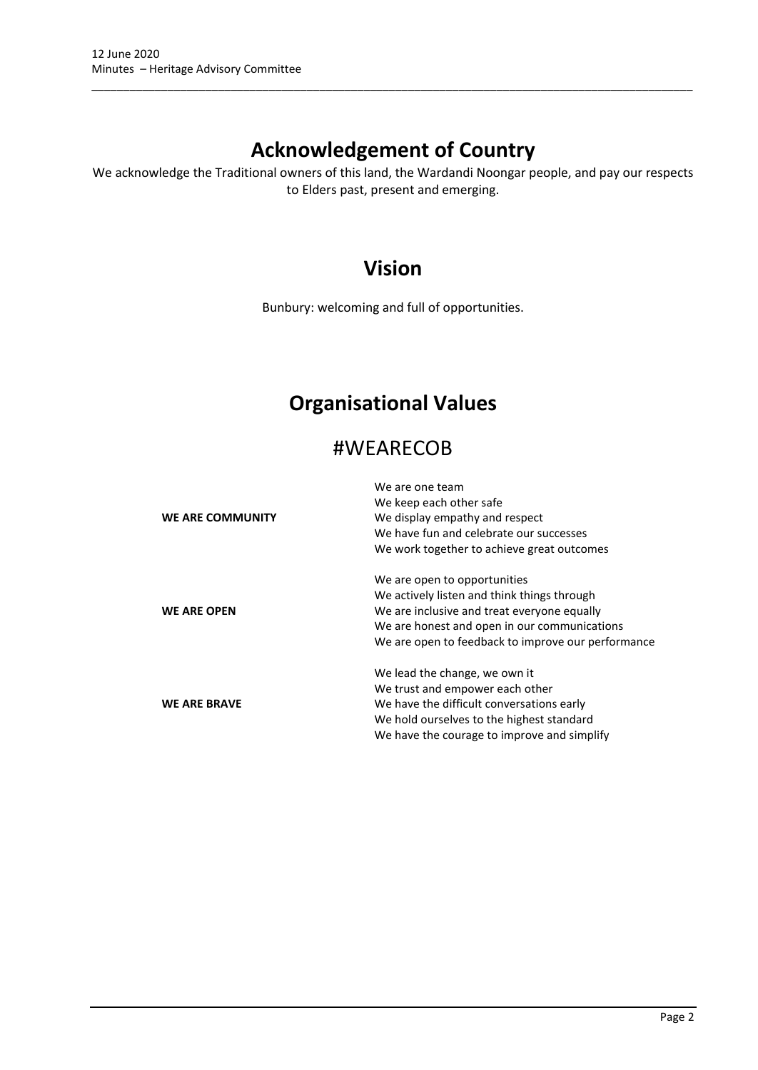# Acknowledgement of Country

We acknowledge the Traditional owners of this land, the Wardandi Noongar people, and pay our respects to Elders past, present and emerging.

# Vision

Bunbury: welcoming and full of opportunities.

# Organisational Values

## #WEARECOB

| | |
|---|---|
| **WE ARE COMMUNITY** | We are one team<br>We keep each other safe<br>We display empathy and respect<br>We have fun and celebrate our successes<br>We work together to achieve great outcomes |
| **WE ARE OPEN** | We are open to opportunities<br>We actively listen and think things through<br>We are inclusive and treat everyone equally<br>We are honest and open in our communications<br>We are open to feedback to improve our performance |
| **WE ARE BRAVE** | We lead the change, we own it<br>We trust and empower each other<br>We have the difficult conversations early<br>We hold ourselves to the highest standard<br>We have the courage to improve and simplify |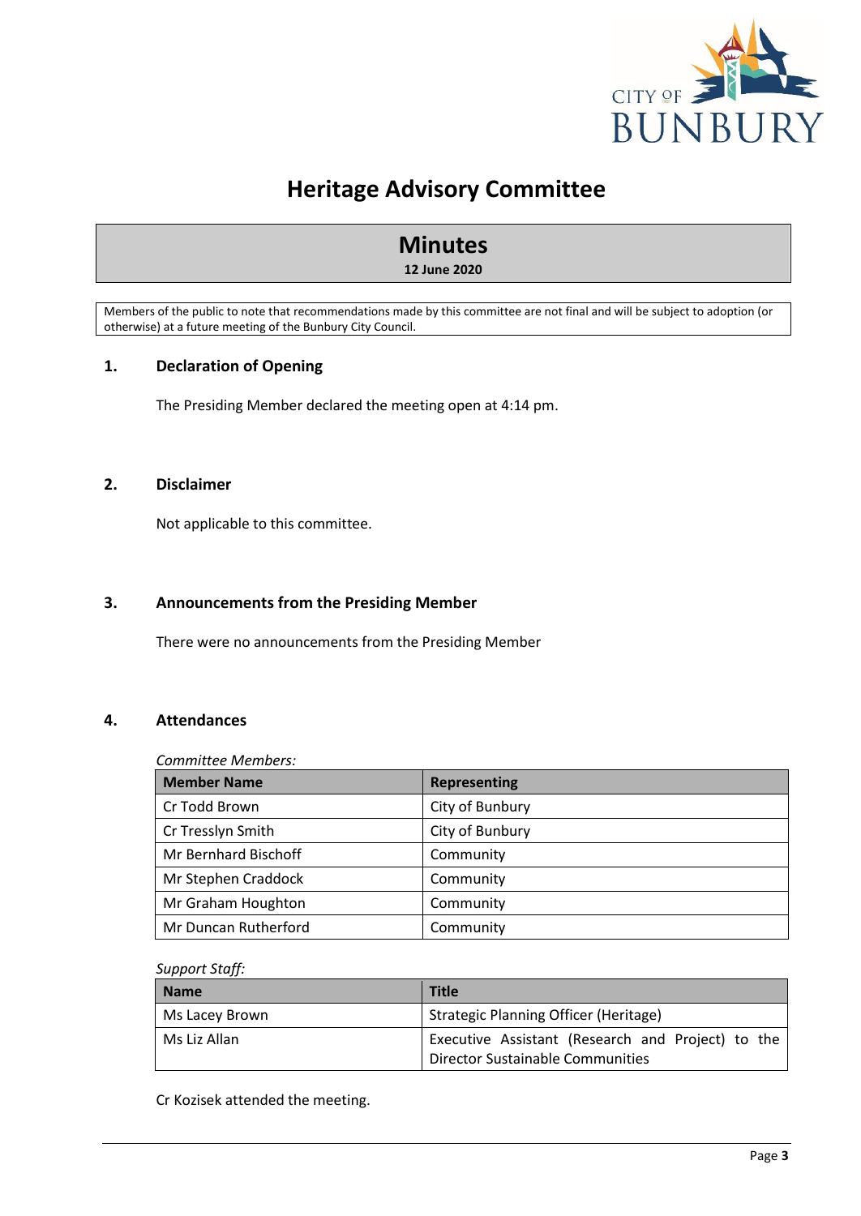# Heritage Advisory Committee

## Minutes

**12 June 2020**

Members of the public to note that recommendations made by this committee are not final and will be subject to adoption (or otherwise) at a future meeting of the Bunbury City Council.

### 1. Declaration of Opening

The Presiding Member declared the meeting open at 4:14 pm.

### 2. Disclaimer

Not applicable to this committee.

### 3. Announcements from the Presiding Member

There were no announcements from the Presiding Member

### 4. Attendances

*Committee Members:*

| Member Name | Representing |
|---|---|
| Cr Todd Brown | City of Bunbury |
| Cr Tresslyn Smith | City of Bunbury |
| Mr Bernhard Bischoff | Community |
| Mr Stephen Craddock | Community |
| Mr Graham Houghton | Community |
| Mr Duncan Rutherford | Community |

*Support Staff:*

| Name | Title |
|---|---|
| Ms Lacey Brown | Strategic Planning Officer (Heritage) |
| Ms Liz Allan | Executive Assistant (Research and Project) to the Director Sustainable Communities |

Cr Kozisek attended the meeting.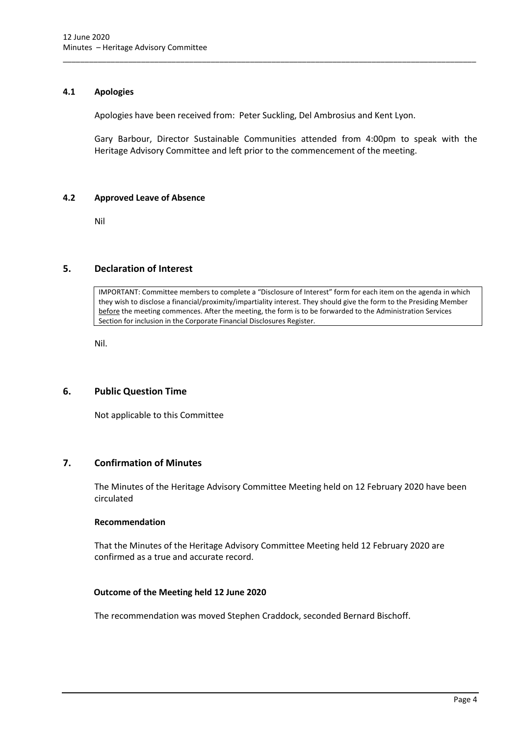### 4.1 Apologies

Apologies have been received from: Peter Suckling, Del Ambrosius and Kent Lyon.

Gary Barbour, Director Sustainable Communities attended from 4:00pm to speak with the Heritage Advisory Committee and left prior to the commencement of the meeting.

### 4.2 Approved Leave of Absence

Nil

## 5. Declaration of Interest

IMPORTANT: Committee members to complete a "Disclosure of Interest" form for each item on the agenda in which they wish to disclose a financial/proximity/impartiality interest. They should give the form to the Presiding Member before the meeting commences. After the meeting, the form is to be forwarded to the Administration Services Section for inclusion in the Corporate Financial Disclosures Register.

Nil.

## 6. Public Question Time

Not applicable to this Committee

## 7. Confirmation of Minutes

The Minutes of the Heritage Advisory Committee Meeting held on 12 February 2020 have been circulated

**Recommendation**

That the Minutes of the Heritage Advisory Committee Meeting held 12 February 2020 are confirmed as a true and accurate record.

**Outcome of the Meeting held 12 June 2020**

The recommendation was moved Stephen Craddock, seconded Bernard Bischoff.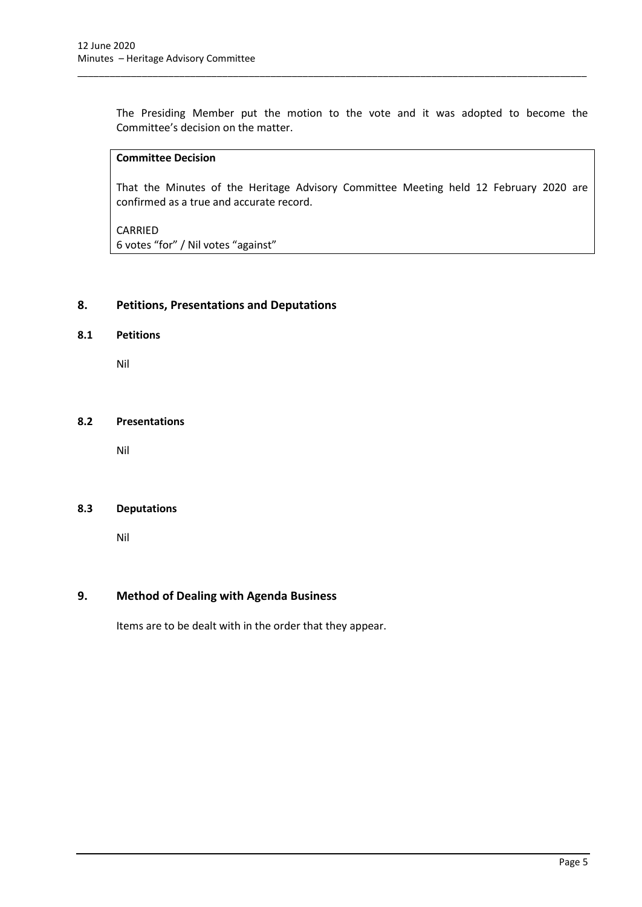The Presiding Member put the motion to the vote and it was adopted to become the Committee's decision on the matter.

**Committee Decision**

That the Minutes of the Heritage Advisory Committee Meeting held 12 February 2020 are confirmed as a true and accurate record.

CARRIED
6 votes "for" / Nil votes "against"

## 8. Petitions, Presentations and Deputations

### 8.1 Petitions

Nil

### 8.2 Presentations

Nil

### 8.3 Deputations

Nil

## 9. Method of Dealing with Agenda Business

Items are to be dealt with in the order that they appear.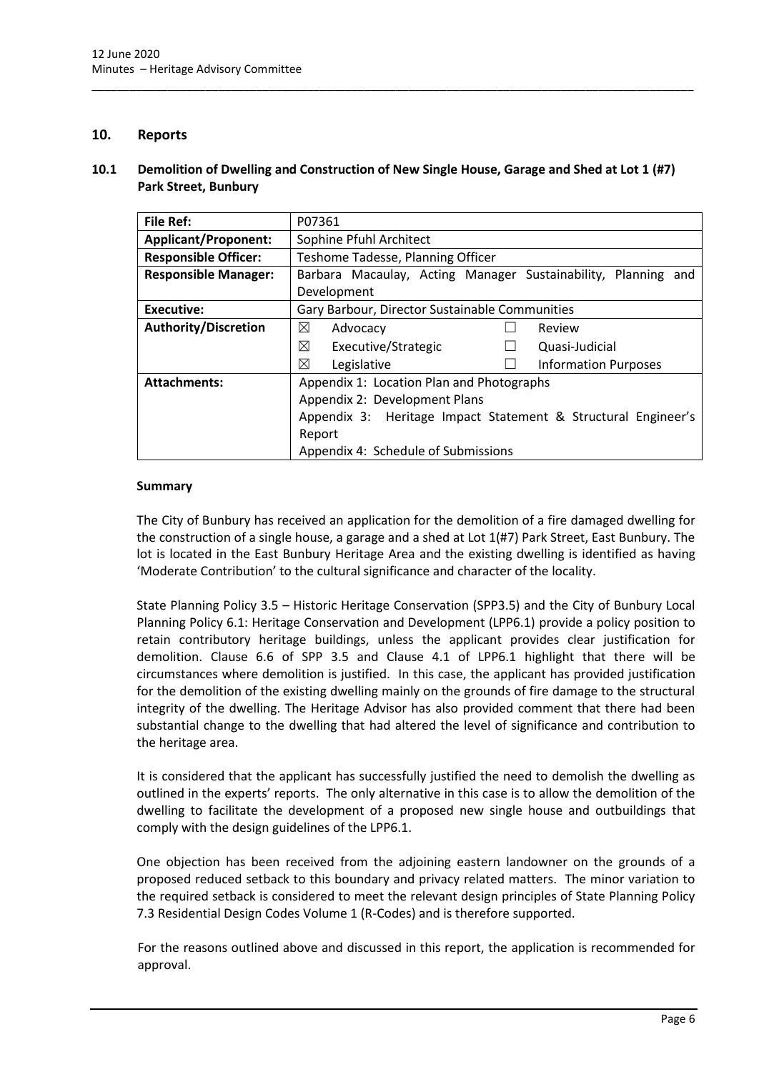## 10. Reports

### 10.1 Demolition of Dwelling and Construction of New Single House, Garage and Shed at Lot 1 (#7) Park Street, Bunbury

| **File Ref:** | P07361 |
|---|---|
| **Applicant/Proponent:** | Sophine Pfuhl Architect |
| **Responsible Officer:** | Teshome Tadesse, Planning Officer |
| **Responsible Manager:** | Barbara Macaulay, Acting Manager Sustainability, Planning and Development |
| **Executive:** | Gary Barbour, Director Sustainable Communities |
| **Authority/Discretion** | ☒ Advocacy ☐ Review<br>☒ Executive/Strategic ☐ Quasi-Judicial<br>☒ Legislative ☐ Information Purposes |
| **Attachments:** | Appendix 1: Location Plan and Photographs<br>Appendix 2: Development Plans<br>Appendix 3: Heritage Impact Statement & Structural Engineer's Report<br>Appendix 4: Schedule of Submissions |

**Summary**

The City of Bunbury has received an application for the demolition of a fire damaged dwelling for the construction of a single house, a garage and a shed at Lot 1(#7) Park Street, East Bunbury. The lot is located in the East Bunbury Heritage Area and the existing dwelling is identified as having 'Moderate Contribution' to the cultural significance and character of the locality.

State Planning Policy 3.5 – Historic Heritage Conservation (SPP3.5) and the City of Bunbury Local Planning Policy 6.1: Heritage Conservation and Development (LPP6.1) provide a policy position to retain contributory heritage buildings, unless the applicant provides clear justification for demolition. Clause 6.6 of SPP 3.5 and Clause 4.1 of LPP6.1 highlight that there will be circumstances where demolition is justified. In this case, the applicant has provided justification for the demolition of the existing dwelling mainly on the grounds of fire damage to the structural integrity of the dwelling. The Heritage Advisor has also provided comment that there had been substantial change to the dwelling that had altered the level of significance and contribution to the heritage area.

It is considered that the applicant has successfully justified the need to demolish the dwelling as outlined in the experts' reports. The only alternative in this case is to allow the demolition of the dwelling to facilitate the development of a proposed new single house and outbuildings that comply with the design guidelines of the LPP6.1.

One objection has been received from the adjoining eastern landowner on the grounds of a proposed reduced setback to this boundary and privacy related matters. The minor variation to the required setback is considered to meet the relevant design principles of State Planning Policy 7.3 Residential Design Codes Volume 1 (R-Codes) and is therefore supported.

For the reasons outlined above and discussed in this report, the application is recommended for approval.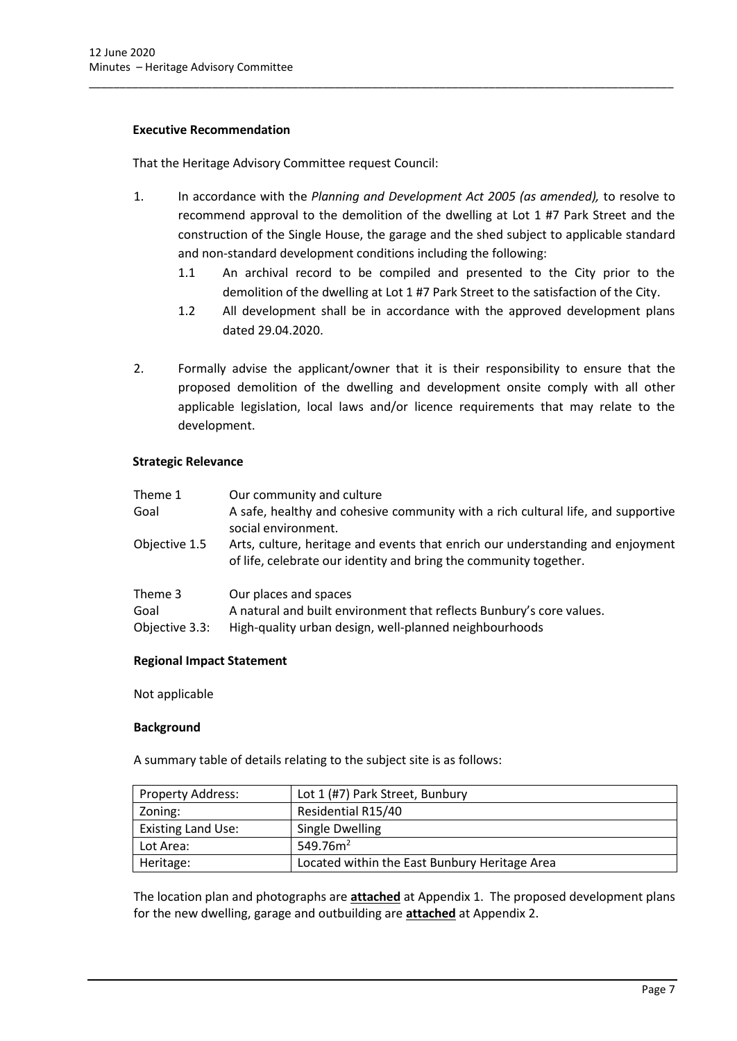**Executive Recommendation**

That the Heritage Advisory Committee request Council:

1. In accordance with the *Planning and Development Act 2005 (as amended),* to resolve to recommend approval to the demolition of the dwelling at Lot 1 #7 Park Street and the construction of the Single House, the garage and the shed subject to applicable standard and non-standard development conditions including the following:
   1.1 An archival record to be compiled and presented to the City prior to the demolition of the dwelling at Lot 1 #7 Park Street to the satisfaction of the City.
   1.2 All development shall be in accordance with the approved development plans dated 29.04.2020.

2. Formally advise the applicant/owner that it is their responsibility to ensure that the proposed demolition of the dwelling and development onsite comply with all other applicable legislation, local laws and/or licence requirements that may relate to the development.

**Strategic Relevance**

| | |
|---|---|
| Theme 1 | Our community and culture |
| Goal | A safe, healthy and cohesive community with a rich cultural life, and supportive social environment. |
| Objective 1.5 | Arts, culture, heritage and events that enrich our understanding and enjoyment of life, celebrate our identity and bring the community together. |
| Theme 3 | Our places and spaces |
| Goal | A natural and built environment that reflects Bunbury's core values. |
| Objective 3.3: | High-quality urban design, well-planned neighbourhoods |

**Regional Impact Statement**

Not applicable

**Background**

A summary table of details relating to the subject site is as follows:

| | |
|---|---|
| Property Address: | Lot 1 (#7) Park Street, Bunbury |
| Zoning: | Residential R15/40 |
| Existing Land Use: | Single Dwelling |
| Lot Area: | 549.76m$^2$ |
| Heritage: | Located within the East Bunbury Heritage Area |

The location plan and photographs are **attached** at Appendix 1. The proposed development plans for the new dwelling, garage and outbuilding are **attached** at Appendix 2.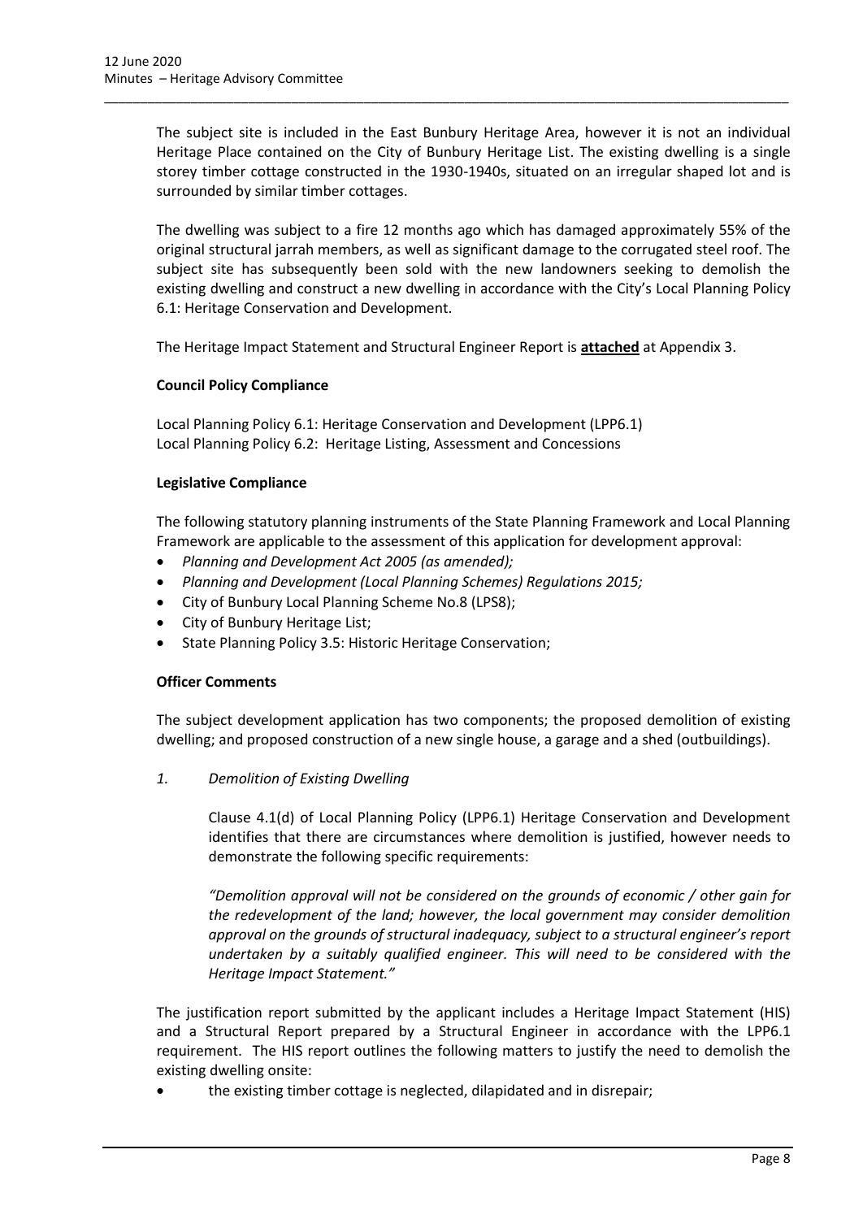The subject site is included in the East Bunbury Heritage Area, however it is not an individual Heritage Place contained on the City of Bunbury Heritage List. The existing dwelling is a single storey timber cottage constructed in the 1930-1940s, situated on an irregular shaped lot and is surrounded by similar timber cottages.

The dwelling was subject to a fire 12 months ago which has damaged approximately 55% of the original structural jarrah members, as well as significant damage to the corrugated steel roof. The subject site has subsequently been sold with the new landowners seeking to demolish the existing dwelling and construct a new dwelling in accordance with the City's Local Planning Policy 6.1: Heritage Conservation and Development.

The Heritage Impact Statement and Structural Engineer Report is **attached** at Appendix 3.

**Council Policy Compliance**

Local Planning Policy 6.1: Heritage Conservation and Development (LPP6.1)
Local Planning Policy 6.2: Heritage Listing, Assessment and Concessions

**Legislative Compliance**

The following statutory planning instruments of the State Planning Framework and Local Planning Framework are applicable to the assessment of this application for development approval:

- *Planning and Development Act 2005 (as amended);*
- *Planning and Development (Local Planning Schemes) Regulations 2015;*
- City of Bunbury Local Planning Scheme No.8 (LPS8);
- City of Bunbury Heritage List;
- State Planning Policy 3.5: Historic Heritage Conservation;

**Officer Comments**

The subject development application has two components; the proposed demolition of existing dwelling; and proposed construction of a new single house, a garage and a shed (outbuildings).

*1. Demolition of Existing Dwelling*

Clause 4.1(d) of Local Planning Policy (LPP6.1) Heritage Conservation and Development identifies that there are circumstances where demolition is justified, however needs to demonstrate the following specific requirements:

*"Demolition approval will not be considered on the grounds of economic / other gain for the redevelopment of the land; however, the local government may consider demolition approval on the grounds of structural inadequacy, subject to a structural engineer's report undertaken by a suitably qualified engineer. This will need to be considered with the Heritage Impact Statement."*

The justification report submitted by the applicant includes a Heritage Impact Statement (HIS) and a Structural Report prepared by a Structural Engineer in accordance with the LPP6.1 requirement. The HIS report outlines the following matters to justify the need to demolish the existing dwelling onsite:

- the existing timber cottage is neglected, dilapidated and in disrepair;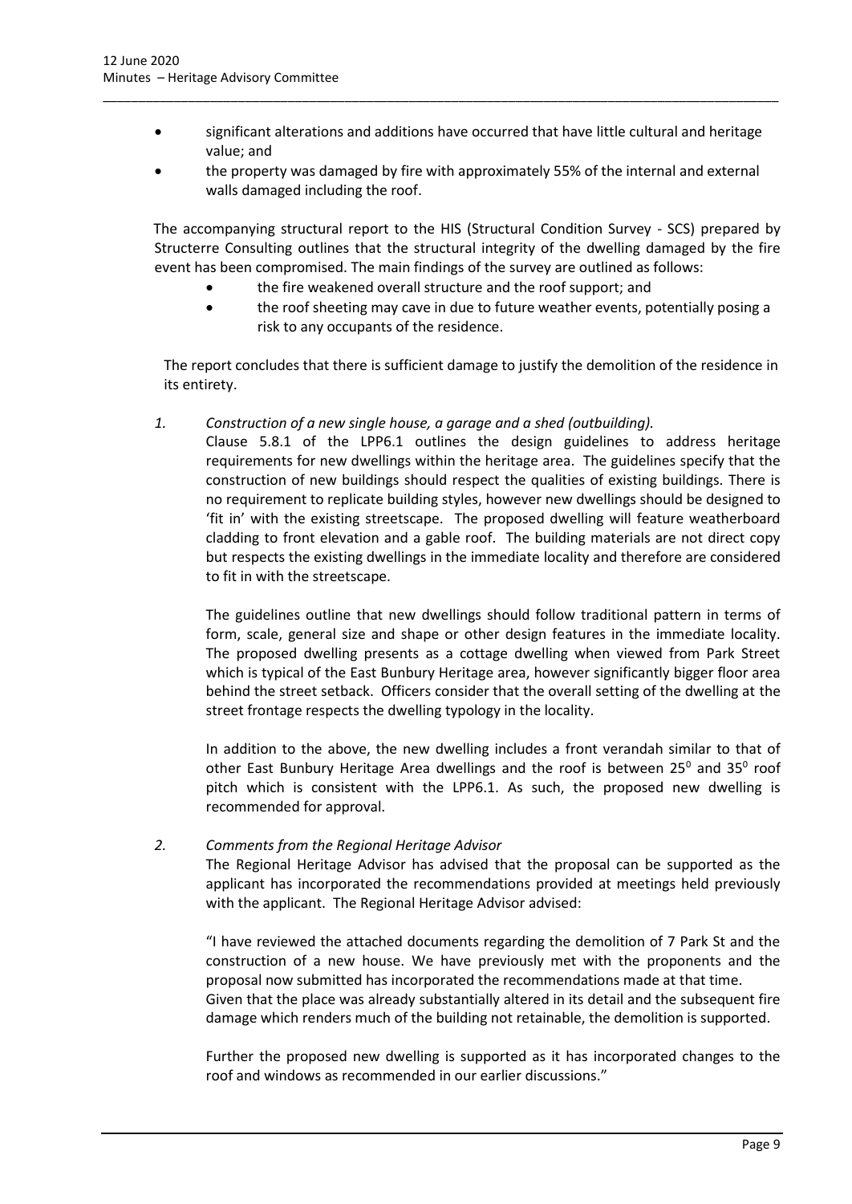- significant alterations and additions have occurred that have little cultural and heritage value; and
- the property was damaged by fire with approximately 55% of the internal and external walls damaged including the roof.

The accompanying structural report to the HIS (Structural Condition Survey - SCS) prepared by Structerre Consulting outlines that the structural integrity of the dwelling damaged by the fire event has been compromised. The main findings of the survey are outlined as follows:

- the fire weakened overall structure and the roof support; and
- the roof sheeting may cave in due to future weather events, potentially posing a risk to any occupants of the residence.

The report concludes that there is sufficient damage to justify the demolition of the residence in its entirety.

*1. Construction of a new single house, a garage and a shed (outbuilding).*

Clause 5.8.1 of the LPP6.1 outlines the design guidelines to address heritage requirements for new dwellings within the heritage area. The guidelines specify that the construction of new buildings should respect the qualities of existing buildings. There is no requirement to replicate building styles, however new dwellings should be designed to 'fit in' with the existing streetscape. The proposed dwelling will feature weatherboard cladding to front elevation and a gable roof. The building materials are not direct copy but respects the existing dwellings in the immediate locality and therefore are considered to fit in with the streetscape.

The guidelines outline that new dwellings should follow traditional pattern in terms of form, scale, general size and shape or other design features in the immediate locality. The proposed dwelling presents as a cottage dwelling when viewed from Park Street which is typical of the East Bunbury Heritage area, however significantly bigger floor area behind the street setback. Officers consider that the overall setting of the dwelling at the street frontage respects the dwelling typology in the locality.

In addition to the above, the new dwelling includes a front verandah similar to that of other East Bunbury Heritage Area dwellings and the roof is between $25^0$ and $35^0$ roof pitch which is consistent with the LPP6.1. As such, the proposed new dwelling is recommended for approval.

*2. Comments from the Regional Heritage Advisor*

The Regional Heritage Advisor has advised that the proposal can be supported as the applicant has incorporated the recommendations provided at meetings held previously with the applicant. The Regional Heritage Advisor advised:

"I have reviewed the attached documents regarding the demolition of 7 Park St and the construction of a new house. We have previously met with the proponents and the proposal now submitted has incorporated the recommendations made at that time.
Given that the place was already substantially altered in its detail and the subsequent fire damage which renders much of the building not retainable, the demolition is supported.

Further the proposed new dwelling is supported as it has incorporated changes to the roof and windows as recommended in our earlier discussions."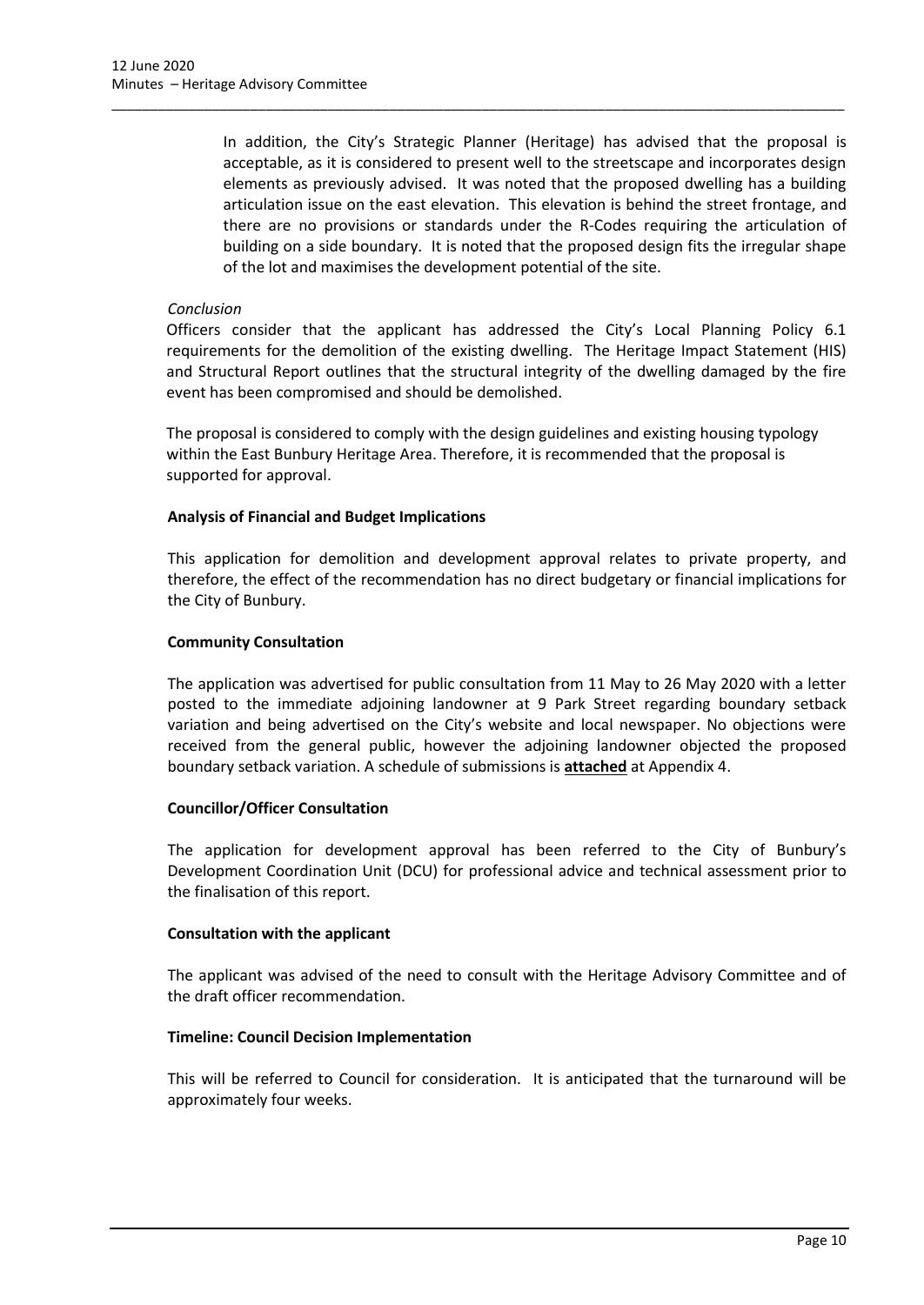In addition, the City's Strategic Planner (Heritage) has advised that the proposal is acceptable, as it is considered to present well to the streetscape and incorporates design elements as previously advised. It was noted that the proposed dwelling has a building articulation issue on the east elevation. This elevation is behind the street frontage, and there are no provisions or standards under the R-Codes requiring the articulation of building on a side boundary. It is noted that the proposed design fits the irregular shape of the lot and maximises the development potential of the site.

*Conclusion*

Officers consider that the applicant has addressed the City's Local Planning Policy 6.1 requirements for the demolition of the existing dwelling. The Heritage Impact Statement (HIS) and Structural Report outlines that the structural integrity of the dwelling damaged by the fire event has been compromised and should be demolished.

The proposal is considered to comply with the design guidelines and existing housing typology within the East Bunbury Heritage Area. Therefore, it is recommended that the proposal is supported for approval.

**Analysis of Financial and Budget Implications**

This application for demolition and development approval relates to private property, and therefore, the effect of the recommendation has no direct budgetary or financial implications for the City of Bunbury.

**Community Consultation**

The application was advertised for public consultation from 11 May to 26 May 2020 with a letter posted to the immediate adjoining landowner at 9 Park Street regarding boundary setback variation and being advertised on the City's website and local newspaper. No objections were received from the general public, however the adjoining landowner objected the proposed boundary setback variation. A schedule of submissions is **attached** at Appendix 4.

**Councillor/Officer Consultation**

The application for development approval has been referred to the City of Bunbury's Development Coordination Unit (DCU) for professional advice and technical assessment prior to the finalisation of this report.

**Consultation with the applicant**

The applicant was advised of the need to consult with the Heritage Advisory Committee and of the draft officer recommendation.

**Timeline: Council Decision Implementation**

This will be referred to Council for consideration. It is anticipated that the turnaround will be approximately four weeks.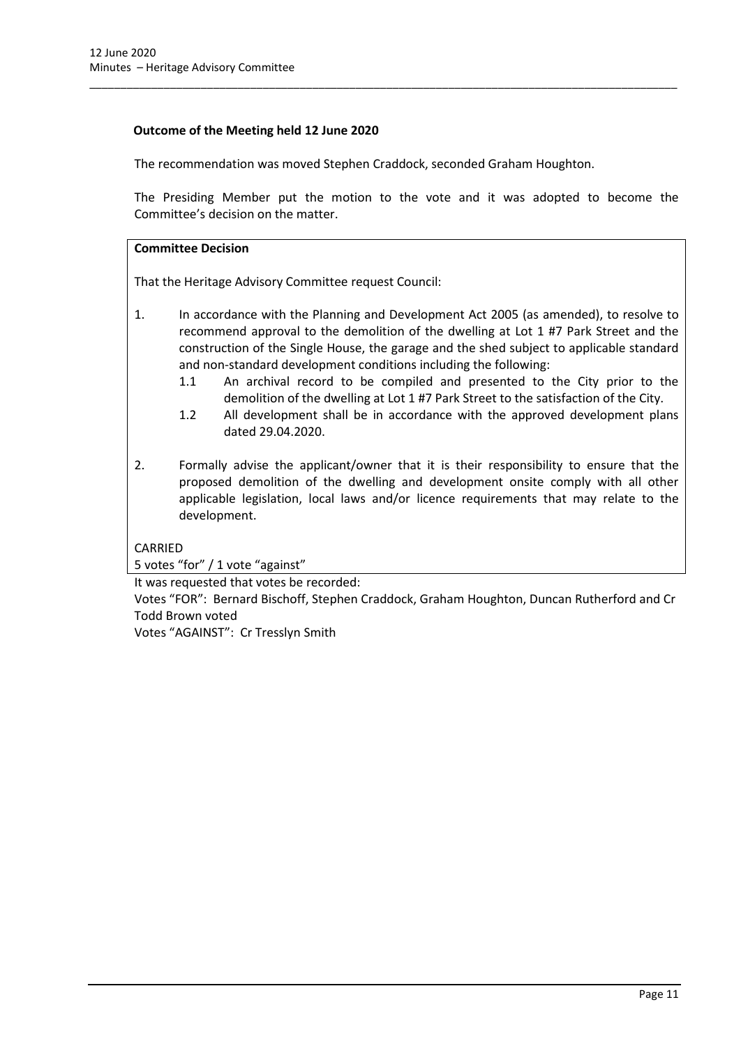**Outcome of the Meeting held 12 June 2020**

The recommendation was moved Stephen Craddock, seconded Graham Houghton.

The Presiding Member put the motion to the vote and it was adopted to become the Committee's decision on the matter.

**Committee Decision**

That the Heritage Advisory Committee request Council:

1. In accordance with the Planning and Development Act 2005 (as amended), to resolve to recommend approval to the demolition of the dwelling at Lot 1 #7 Park Street and the construction of the Single House, the garage and the shed subject to applicable standard and non-standard development conditions including the following:
   1.1 An archival record to be compiled and presented to the City prior to the demolition of the dwelling at Lot 1 #7 Park Street to the satisfaction of the City.
   1.2 All development shall be in accordance with the approved development plans dated 29.04.2020.

2. Formally advise the applicant/owner that it is their responsibility to ensure that the proposed demolition of the dwelling and development onsite comply with all other applicable legislation, local laws and/or licence requirements that may relate to the development.

CARRIED
5 votes "for" / 1 vote "against"

It was requested that votes be recorded:

Votes "FOR": Bernard Bischoff, Stephen Craddock, Graham Houghton, Duncan Rutherford and Cr Todd Brown voted

Votes "AGAINST": Cr Tresslyn Smith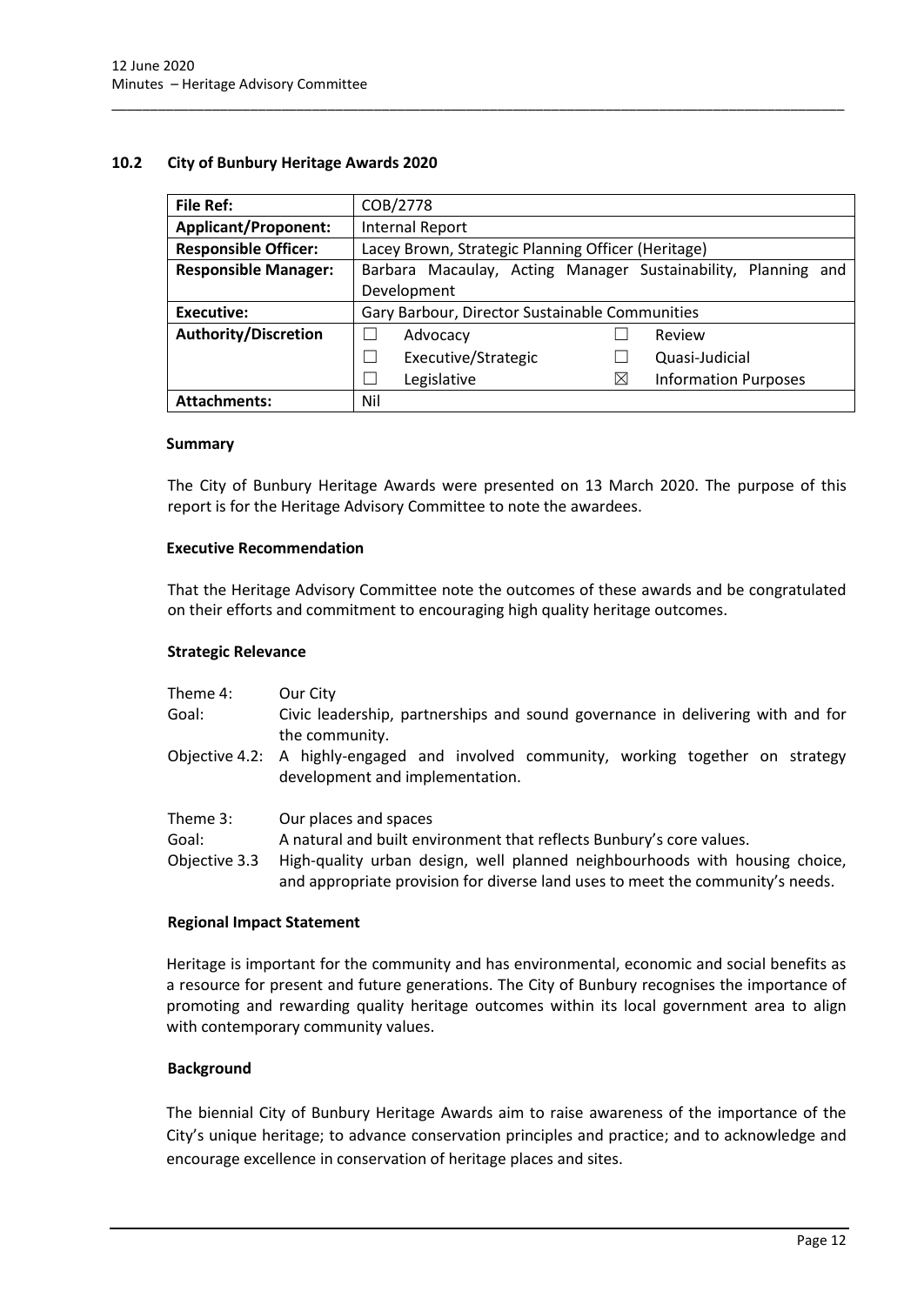## 10.2 City of Bunbury Heritage Awards 2020

| **File Ref:** | COB/2778 | | | |
|---|---|---|---|---|
| **Applicant/Proponent:** | Internal Report | | | |
| **Responsible Officer:** | Lacey Brown, Strategic Planning Officer (Heritage) | | | |
| **Responsible Manager:** | Barbara Macaulay, Acting Manager Sustainability, Planning and Development | | | |
| **Executive:** | Gary Barbour, Director Sustainable Communities | | | |
| **Authority/Discretion** | ☐ | Advocacy | ☐ | Review |
| | ☐ | Executive/Strategic | ☐ | Quasi-Judicial |
| | ☐ | Legislative | ☒ | Information Purposes |
| **Attachments:** | Nil | | | |

### Summary

The City of Bunbury Heritage Awards were presented on 13 March 2020. The purpose of this report is for the Heritage Advisory Committee to note the awardees.

### Executive Recommendation

That the Heritage Advisory Committee note the outcomes of these awards and be congratulated on their efforts and commitment to encouraging high quality heritage outcomes.

### Strategic Relevance

| | |
|---|---|
| Theme 4: | Our City |
| Goal: | Civic leadership, partnerships and sound governance in delivering with and for the community. |
| Objective 4.2: | A highly-engaged and involved community, working together on strategy development and implementation. |

| | |
|---|---|
| Theme 3: | Our places and spaces |
| Goal: | A natural and built environment that reflects Bunbury's core values. |
| Objective 3.3 | High-quality urban design, well planned neighbourhoods with housing choice, and appropriate provision for diverse land uses to meet the community's needs. |

### Regional Impact Statement

Heritage is important for the community and has environmental, economic and social benefits as a resource for present and future generations. The City of Bunbury recognises the importance of promoting and rewarding quality heritage outcomes within its local government area to align with contemporary community values.

### Background

The biennial City of Bunbury Heritage Awards aim to raise awareness of the importance of the City's unique heritage; to advance conservation principles and practice; and to acknowledge and encourage excellence in conservation of heritage places and sites.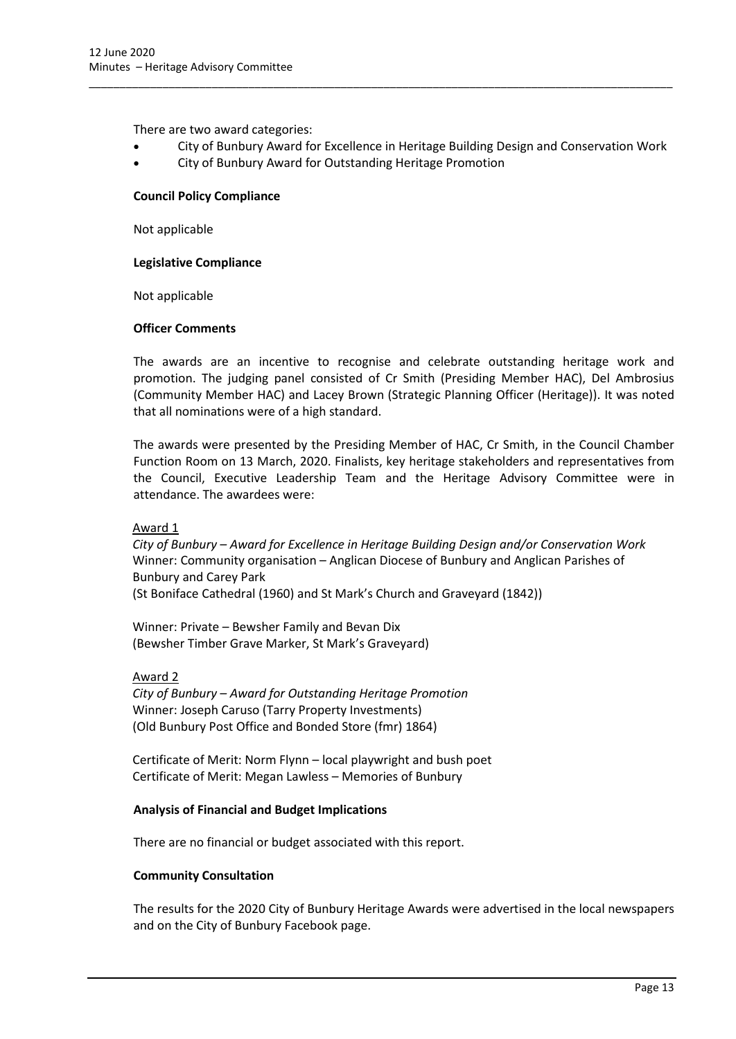There are two award categories:

- City of Bunbury Award for Excellence in Heritage Building Design and Conservation Work
- City of Bunbury Award for Outstanding Heritage Promotion

**Council Policy Compliance**

Not applicable

**Legislative Compliance**

Not applicable

**Officer Comments**

The awards are an incentive to recognise and celebrate outstanding heritage work and promotion. The judging panel consisted of Cr Smith (Presiding Member HAC), Del Ambrosius (Community Member HAC) and Lacey Brown (Strategic Planning Officer (Heritage)). It was noted that all nominations were of a high standard.

The awards were presented by the Presiding Member of HAC, Cr Smith, in the Council Chamber Function Room on 13 March, 2020. Finalists, key heritage stakeholders and representatives from the Council, Executive Leadership Team and the Heritage Advisory Committee were in attendance. The awardees were:

Award 1

*City of Bunbury – Award for Excellence in Heritage Building Design and/or Conservation Work*
Winner: Community organisation – Anglican Diocese of Bunbury and Anglican Parishes of Bunbury and Carey Park
(St Boniface Cathedral (1960) and St Mark's Church and Graveyard (1842))

Winner: Private – Bewsher Family and Bevan Dix
(Bewsher Timber Grave Marker, St Mark's Graveyard)

Award 2

*City of Bunbury – Award for Outstanding Heritage Promotion*
Winner: Joseph Caruso (Tarry Property Investments)
(Old Bunbury Post Office and Bonded Store (fmr) 1864)

Certificate of Merit: Norm Flynn – local playwright and bush poet
Certificate of Merit: Megan Lawless – Memories of Bunbury

**Analysis of Financial and Budget Implications**

There are no financial or budget associated with this report.

**Community Consultation**

The results for the 2020 City of Bunbury Heritage Awards were advertised in the local newspapers and on the City of Bunbury Facebook page.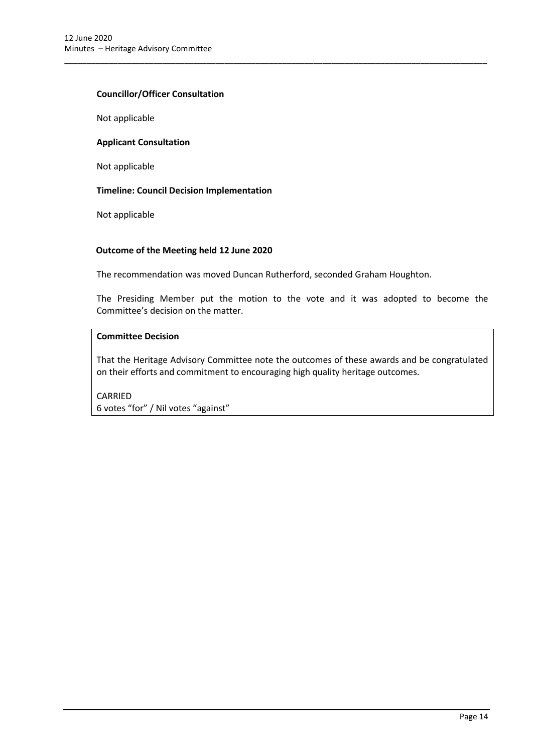**Councillor/Officer Consultation**

Not applicable

**Applicant Consultation**

Not applicable

**Timeline: Council Decision Implementation**

Not applicable

**Outcome of the Meeting held 12 June 2020**

The recommendation was moved Duncan Rutherford, seconded Graham Houghton.

The Presiding Member put the motion to the vote and it was adopted to become the Committee's decision on the matter.

**Committee Decision**

That the Heritage Advisory Committee note the outcomes of these awards and be congratulated on their efforts and commitment to encouraging high quality heritage outcomes.

CARRIED
6 votes "for" / Nil votes "against"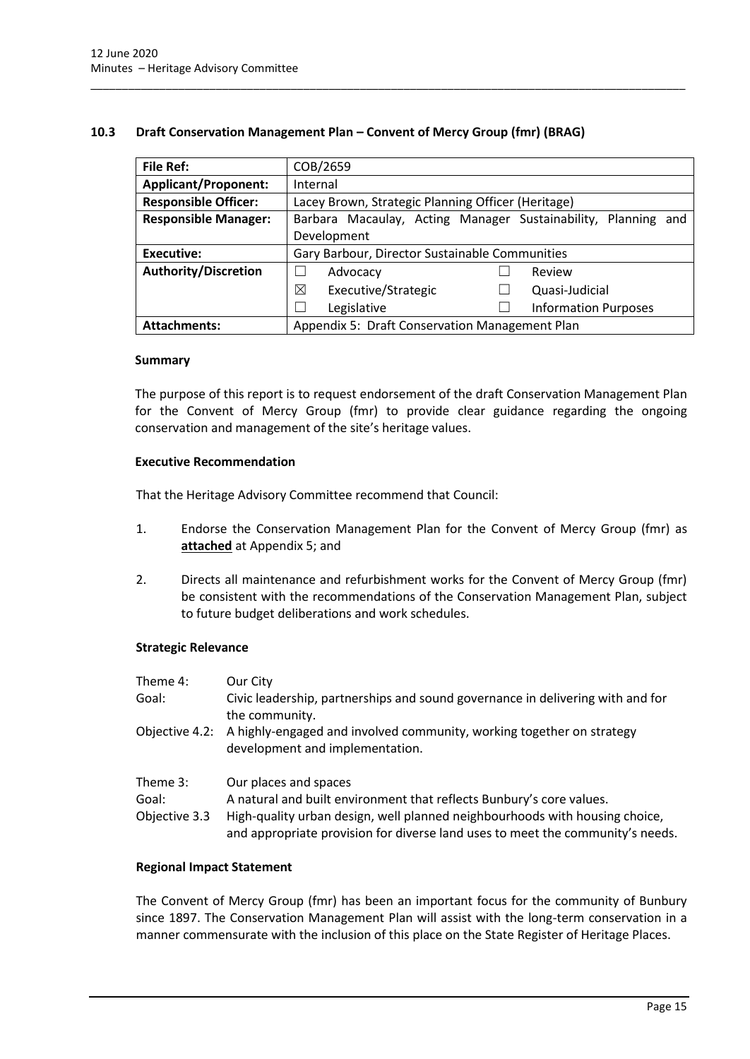### 10.3 Draft Conservation Management Plan – Convent of Mercy Group (fmr) (BRAG)

| | |
|---|---|
| **File Ref:** | COB/2659 |
| **Applicant/Proponent:** | Internal |
| **Responsible Officer:** | Lacey Brown, Strategic Planning Officer (Heritage) |
| **Responsible Manager:** | Barbara Macaulay, Acting Manager Sustainability, Planning and Development |
| **Executive:** | Gary Barbour, Director Sustainable Communities |
| **Authority/Discretion** | ☐ Advocacy ☐ Review<br>☒ Executive/Strategic ☐ Quasi-Judicial<br>☐ Legislative ☐ Information Purposes |
| **Attachments:** | Appendix 5: Draft Conservation Management Plan |

**Summary**

The purpose of this report is to request endorsement of the draft Conservation Management Plan for the Convent of Mercy Group (fmr) to provide clear guidance regarding the ongoing conservation and management of the site's heritage values.

**Executive Recommendation**

That the Heritage Advisory Committee recommend that Council:

1. Endorse the Conservation Management Plan for the Convent of Mercy Group (fmr) as **attached** at Appendix 5; and

2. Directs all maintenance and refurbishment works for the Convent of Mercy Group (fmr) be consistent with the recommendations of the Conservation Management Plan, subject to future budget deliberations and work schedules.

**Strategic Relevance**

| | |
|---|---|
| Theme 4: | Our City |
| Goal: | Civic leadership, partnerships and sound governance in delivering with and for the community. |
| Objective 4.2: | A highly-engaged and involved community, working together on strategy development and implementation. |

| | |
|---|---|
| Theme 3: | Our places and spaces |
| Goal: | A natural and built environment that reflects Bunbury's core values. |
| Objective 3.3 | High-quality urban design, well planned neighbourhoods with housing choice, and appropriate provision for diverse land uses to meet the community's needs. |

**Regional Impact Statement**

The Convent of Mercy Group (fmr) has been an important focus for the community of Bunbury since 1897. The Conservation Management Plan will assist with the long-term conservation in a manner commensurate with the inclusion of this place on the State Register of Heritage Places.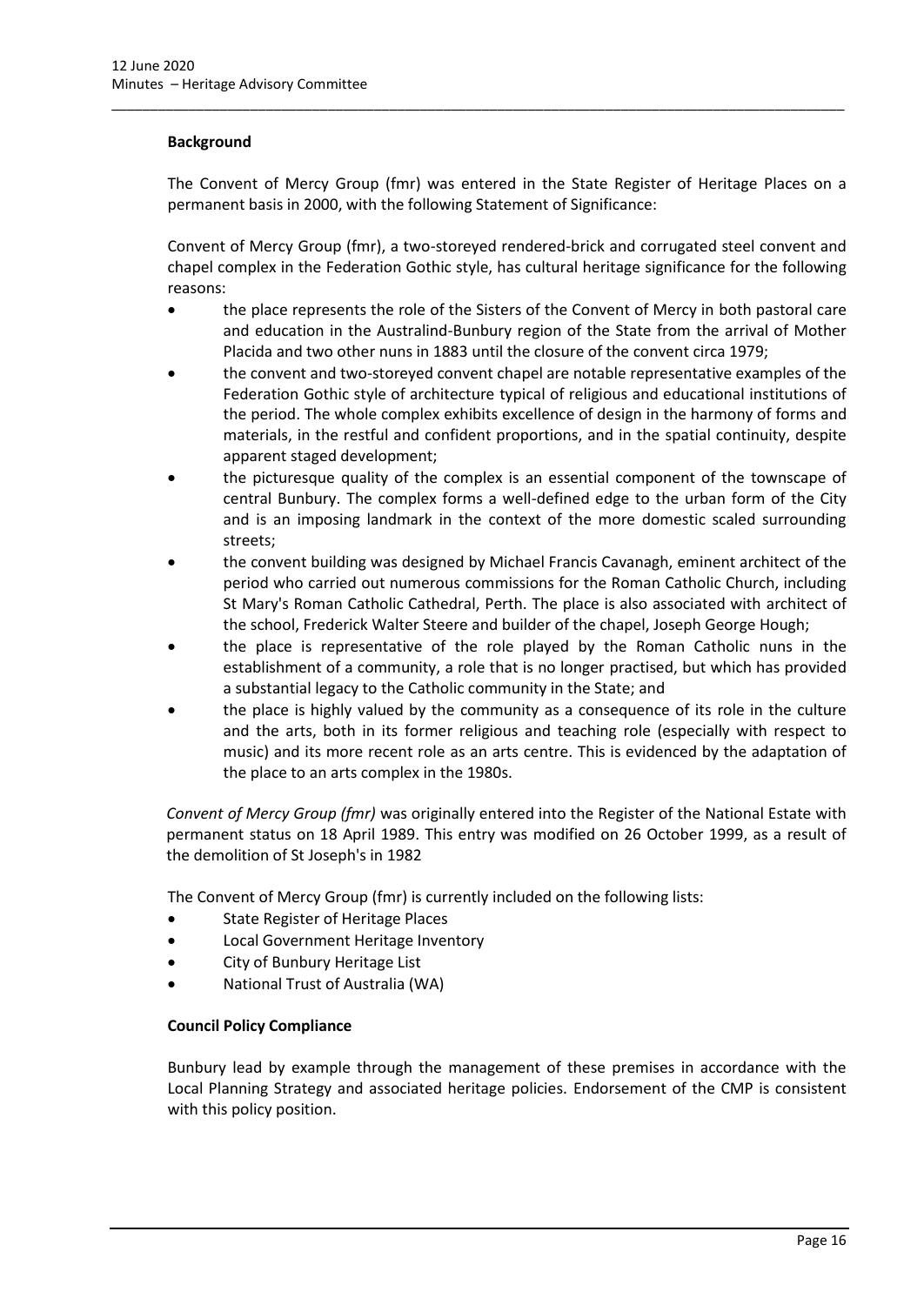**Background**

The Convent of Mercy Group (fmr) was entered in the State Register of Heritage Places on a permanent basis in 2000, with the following Statement of Significance:

Convent of Mercy Group (fmr), a two-storeyed rendered-brick and corrugated steel convent and chapel complex in the Federation Gothic style, has cultural heritage significance for the following reasons:

- the place represents the role of the Sisters of the Convent of Mercy in both pastoral care and education in the Australind-Bunbury region of the State from the arrival of Mother Placida and two other nuns in 1883 until the closure of the convent circa 1979;
- the convent and two-storeyed convent chapel are notable representative examples of the Federation Gothic style of architecture typical of religious and educational institutions of the period. The whole complex exhibits excellence of design in the harmony of forms and materials, in the restful and confident proportions, and in the spatial continuity, despite apparent staged development;
- the picturesque quality of the complex is an essential component of the townscape of central Bunbury. The complex forms a well-defined edge to the urban form of the City and is an imposing landmark in the context of the more domestic scaled surrounding streets;
- the convent building was designed by Michael Francis Cavanagh, eminent architect of the period who carried out numerous commissions for the Roman Catholic Church, including St Mary's Roman Catholic Cathedral, Perth. The place is also associated with architect of the school, Frederick Walter Steere and builder of the chapel, Joseph George Hough;
- the place is representative of the role played by the Roman Catholic nuns in the establishment of a community, a role that is no longer practised, but which has provided a substantial legacy to the Catholic community in the State; and
- the place is highly valued by the community as a consequence of its role in the culture and the arts, both in its former religious and teaching role (especially with respect to music) and its more recent role as an arts centre. This is evidenced by the adaptation of the place to an arts complex in the 1980s.

*Convent of Mercy Group (fmr)* was originally entered into the Register of the National Estate with permanent status on 18 April 1989. This entry was modified on 26 October 1999, as a result of the demolition of St Joseph's in 1982

The Convent of Mercy Group (fmr) is currently included on the following lists:

- State Register of Heritage Places
- Local Government Heritage Inventory
- City of Bunbury Heritage List
- National Trust of Australia (WA)

**Council Policy Compliance**

Bunbury lead by example through the management of these premises in accordance with the Local Planning Strategy and associated heritage policies. Endorsement of the CMP is consistent with this policy position.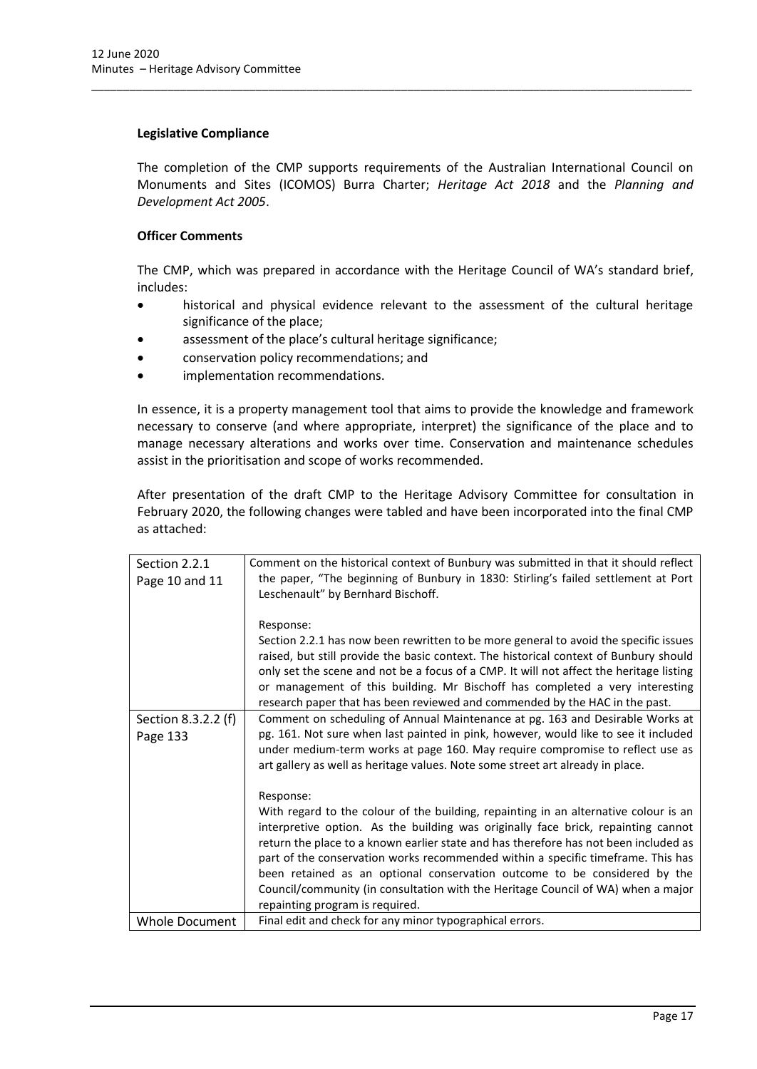**Legislative Compliance**

The completion of the CMP supports requirements of the Australian International Council on Monuments and Sites (ICOMOS) Burra Charter; *Heritage Act 2018* and the *Planning and Development Act 2005*.

**Officer Comments**

The CMP, which was prepared in accordance with the Heritage Council of WA's standard brief, includes:

- historical and physical evidence relevant to the assessment of the cultural heritage significance of the place;
- assessment of the place's cultural heritage significance;
- conservation policy recommendations; and
- implementation recommendations.

In essence, it is a property management tool that aims to provide the knowledge and framework necessary to conserve (and where appropriate, interpret) the significance of the place and to manage necessary alterations and works over time. Conservation and maintenance schedules assist in the prioritisation and scope of works recommended.

After presentation of the draft CMP to the Heritage Advisory Committee for consultation in February 2020, the following changes were tabled and have been incorporated into the final CMP as attached:

| | |
|---|---|
| Section 2.2.1<br>Page 10 and 11 | Comment on the historical context of Bunbury was submitted in that it should reflect the paper, "The beginning of Bunbury in 1830: Stirling's failed settlement at Port Leschenault" by Bernhard Bischoff.<br><br>Response:<br>Section 2.2.1 has now been rewritten to be more general to avoid the specific issues raised, but still provide the basic context. The historical context of Bunbury should only set the scene and not be a focus of a CMP. It will not affect the heritage listing or management of this building. Mr Bischoff has completed a very interesting research paper that has been reviewed and commended by the HAC in the past. |
| Section 8.3.2.2 (f)<br>Page 133 | Comment on scheduling of Annual Maintenance at pg. 163 and Desirable Works at pg. 161. Not sure when last painted in pink, however, would like to see it included under medium-term works at page 160. May require compromise to reflect use as art gallery as well as heritage values. Note some street art already in place.<br><br>Response:<br>With regard to the colour of the building, repainting in an alternative colour is an interpretive option. As the building was originally face brick, repainting cannot return the place to a known earlier state and has therefore has not been included as part of the conservation works recommended within a specific timeframe. This has been retained as an optional conservation outcome to be considered by the Council/community (in consultation with the Heritage Council of WA) when a major repainting program is required. |
| Whole Document | Final edit and check for any minor typographical errors. |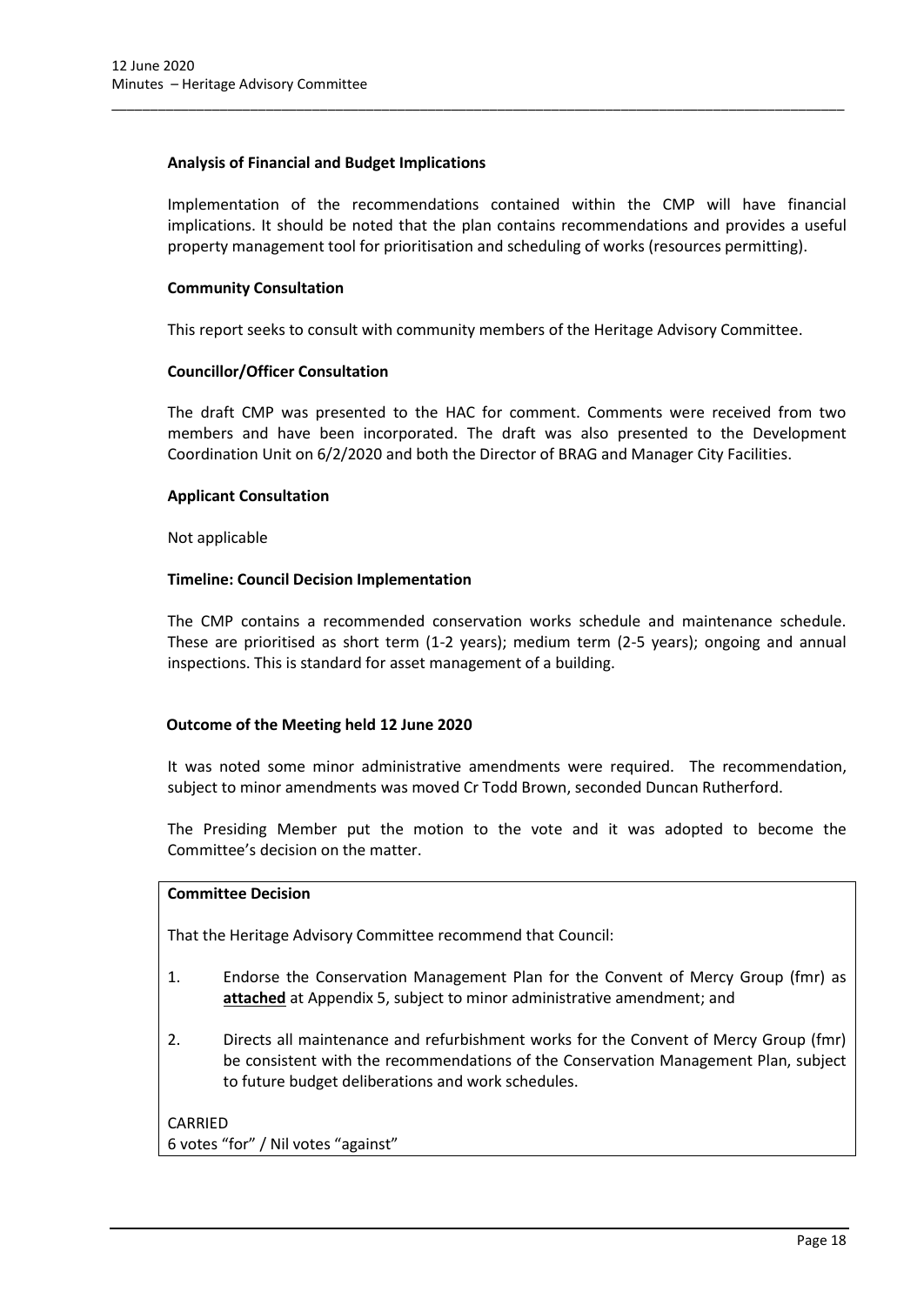**Analysis of Financial and Budget Implications**

Implementation of the recommendations contained within the CMP will have financial implications. It should be noted that the plan contains recommendations and provides a useful property management tool for prioritisation and scheduling of works (resources permitting).

**Community Consultation**

This report seeks to consult with community members of the Heritage Advisory Committee.

**Councillor/Officer Consultation**

The draft CMP was presented to the HAC for comment. Comments were received from two members and have been incorporated. The draft was also presented to the Development Coordination Unit on 6/2/2020 and both the Director of BRAG and Manager City Facilities.

**Applicant Consultation**

Not applicable

**Timeline: Council Decision Implementation**

The CMP contains a recommended conservation works schedule and maintenance schedule. These are prioritised as short term (1-2 years); medium term (2-5 years); ongoing and annual inspections. This is standard for asset management of a building.

**Outcome of the Meeting held 12 June 2020**

It was noted some minor administrative amendments were required. The recommendation, subject to minor amendments was moved Cr Todd Brown, seconded Duncan Rutherford.

The Presiding Member put the motion to the vote and it was adopted to become the Committee's decision on the matter.

**Committee Decision**

That the Heritage Advisory Committee recommend that Council:

1. Endorse the Conservation Management Plan for the Convent of Mercy Group (fmr) as **attached** at Appendix 5, subject to minor administrative amendment; and

2. Directs all maintenance and refurbishment works for the Convent of Mercy Group (fmr) be consistent with the recommendations of the Conservation Management Plan, subject to future budget deliberations and work schedules.

CARRIED
6 votes "for" / Nil votes "against"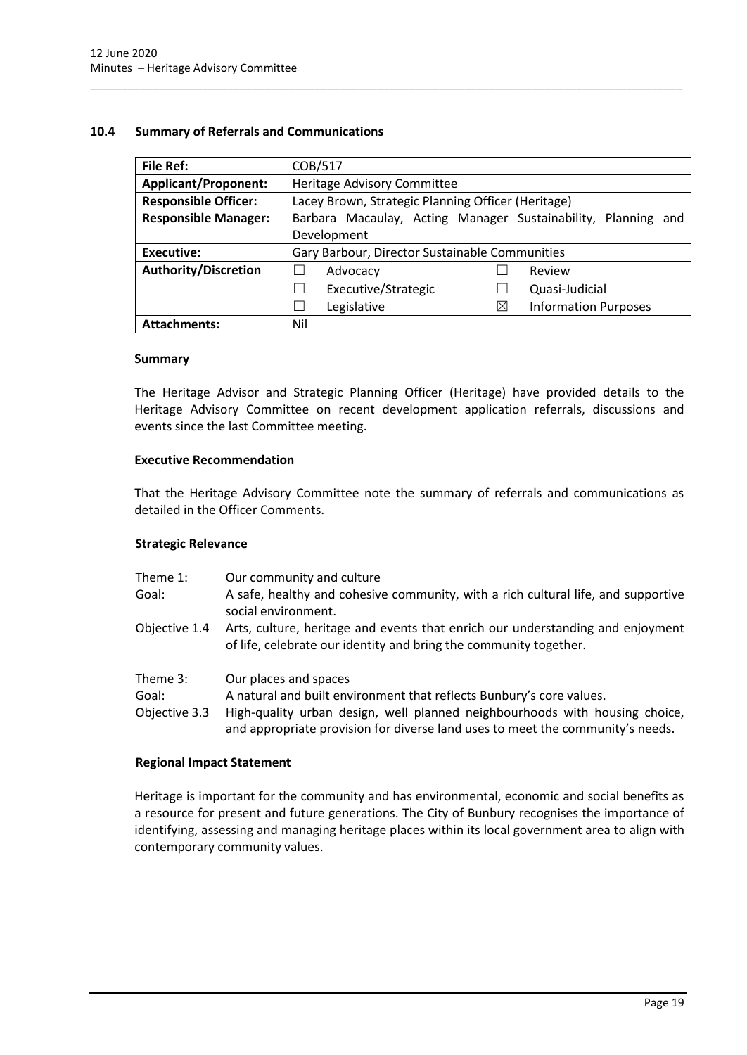## 10.4 Summary of Referrals and Communications

| **File Ref:** | COB/517 |
|---|---|
| **Applicant/Proponent:** | Heritage Advisory Committee |
| **Responsible Officer:** | Lacey Brown, Strategic Planning Officer (Heritage) |
| **Responsible Manager:** | Barbara Macaulay, Acting Manager Sustainability, Planning and Development |
| **Executive:** | Gary Barbour, Director Sustainable Communities |
| **Authority/Discretion** | ☐ Advocacy ☐ Review<br>☐ Executive/Strategic ☐ Quasi-Judicial<br>☐ Legislative ☒ Information Purposes |
| **Attachments:** | Nil |

### Summary

The Heritage Advisor and Strategic Planning Officer (Heritage) have provided details to the Heritage Advisory Committee on recent development application referrals, discussions and events since the last Committee meeting.

### Executive Recommendation

That the Heritage Advisory Committee note the summary of referrals and communications as detailed in the Officer Comments.

### Strategic Relevance

| | |
|---|---|
| Theme 1: | Our community and culture |
| Goal: | A safe, healthy and cohesive community, with a rich cultural life, and supportive social environment. |
| Objective 1.4 | Arts, culture, heritage and events that enrich our understanding and enjoyment of life, celebrate our identity and bring the community together. |
| | |
| Theme 3: | Our places and spaces |
| Goal: | A natural and built environment that reflects Bunbury's core values. |
| Objective 3.3 | High-quality urban design, well planned neighbourhoods with housing choice, and appropriate provision for diverse land uses to meet the community's needs. |

### Regional Impact Statement

Heritage is important for the community and has environmental, economic and social benefits as a resource for present and future generations. The City of Bunbury recognises the importance of identifying, assessing and managing heritage places within its local government area to align with contemporary community values.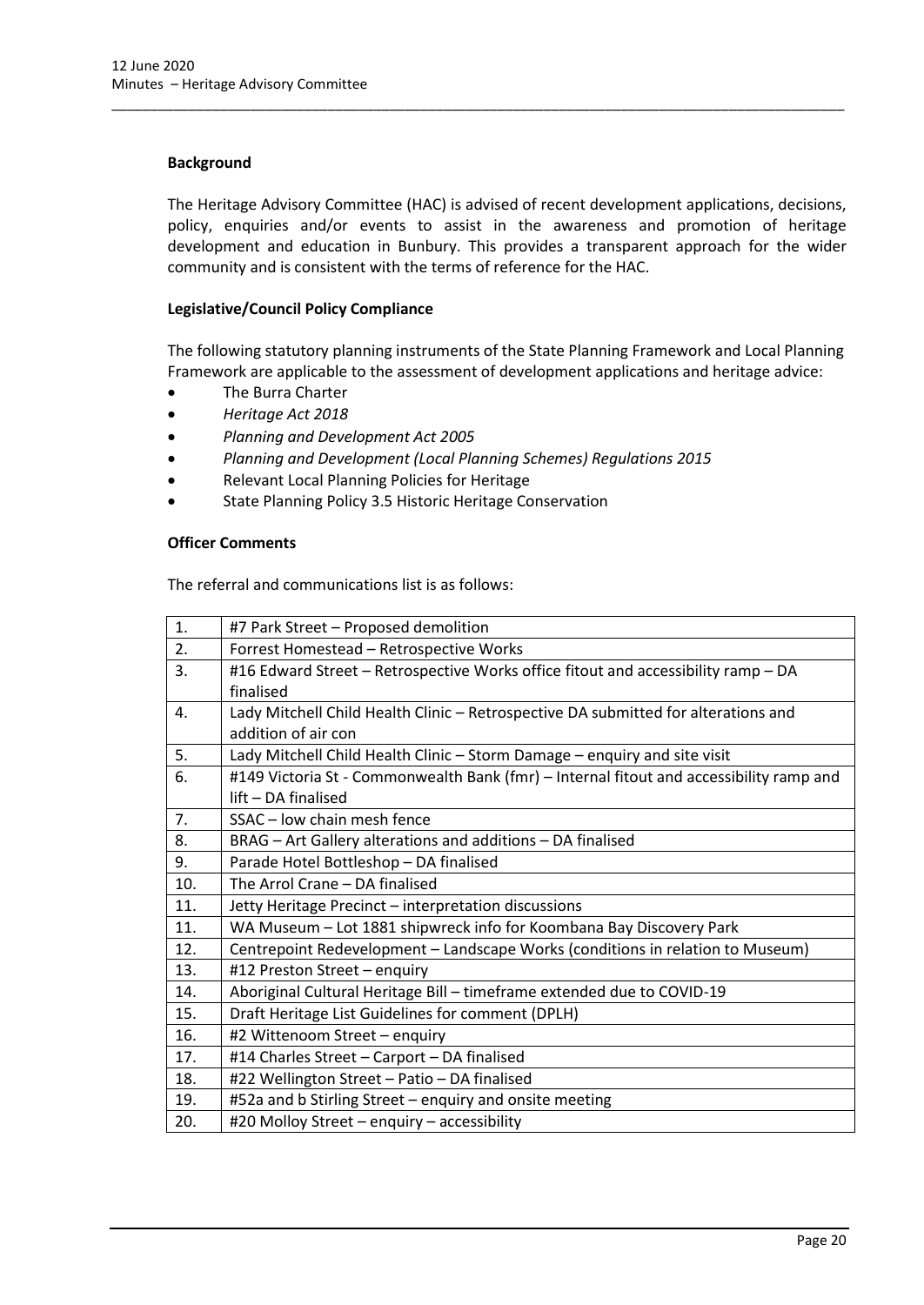**Background**

The Heritage Advisory Committee (HAC) is advised of recent development applications, decisions, policy, enquiries and/or events to assist in the awareness and promotion of heritage development and education in Bunbury. This provides a transparent approach for the wider community and is consistent with the terms of reference for the HAC.

**Legislative/Council Policy Compliance**

The following statutory planning instruments of the State Planning Framework and Local Planning Framework are applicable to the assessment of development applications and heritage advice:

- The Burra Charter
- *Heritage Act 2018*
- *Planning and Development Act 2005*
- *Planning and Development (Local Planning Schemes) Regulations 2015*
- Relevant Local Planning Policies for Heritage
- State Planning Policy 3.5 Historic Heritage Conservation

**Officer Comments**

The referral and communications list is as follows:

| | |
|---|---|
| 1. | #7 Park Street – Proposed demolition |
| 2. | Forrest Homestead – Retrospective Works |
| 3. | #16 Edward Street – Retrospective Works office fitout and accessibility ramp – DA finalised |
| 4. | Lady Mitchell Child Health Clinic – Retrospective DA submitted for alterations and addition of air con |
| 5. | Lady Mitchell Child Health Clinic – Storm Damage – enquiry and site visit |
| 6. | #149 Victoria St - Commonwealth Bank (fmr) – Internal fitout and accessibility ramp and lift – DA finalised |
| 7. | SSAC – low chain mesh fence |
| 8. | BRAG – Art Gallery alterations and additions – DA finalised |
| 9. | Parade Hotel Bottleshop – DA finalised |
| 10. | The Arrol Crane – DA finalised |
| 11. | Jetty Heritage Precinct – interpretation discussions |
| 11. | WA Museum – Lot 1881 shipwreck info for Koombana Bay Discovery Park |
| 12. | Centrepoint Redevelopment – Landscape Works (conditions in relation to Museum) |
| 13. | #12 Preston Street – enquiry |
| 14. | Aboriginal Cultural Heritage Bill – timeframe extended due to COVID-19 |
| 15. | Draft Heritage List Guidelines for comment (DPLH) |
| 16. | #2 Wittenoom Street – enquiry |
| 17. | #14 Charles Street – Carport – DA finalised |
| 18. | #22 Wellington Street – Patio – DA finalised |
| 19. | #52a and b Stirling Street – enquiry and onsite meeting |
| 20. | #20 Molloy Street – enquiry – accessibility |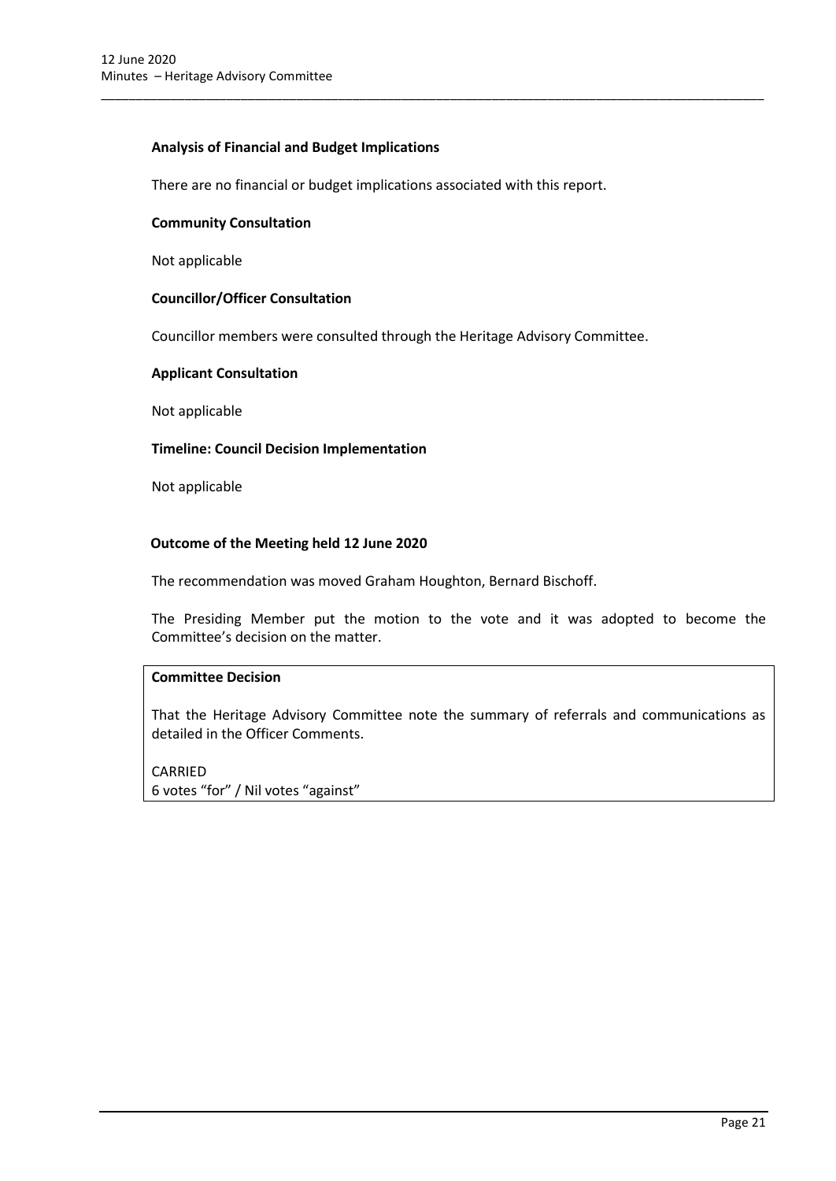**Analysis of Financial and Budget Implications**

There are no financial or budget implications associated with this report.

**Community Consultation**

Not applicable

**Councillor/Officer Consultation**

Councillor members were consulted through the Heritage Advisory Committee.

**Applicant Consultation**

Not applicable

**Timeline: Council Decision Implementation**

Not applicable

**Outcome of the Meeting held 12 June 2020**

The recommendation was moved Graham Houghton, Bernard Bischoff.

The Presiding Member put the motion to the vote and it was adopted to become the Committee's decision on the matter.

**Committee Decision**

That the Heritage Advisory Committee note the summary of referrals and communications as detailed in the Officer Comments.

CARRIED
6 votes "for" / Nil votes "against"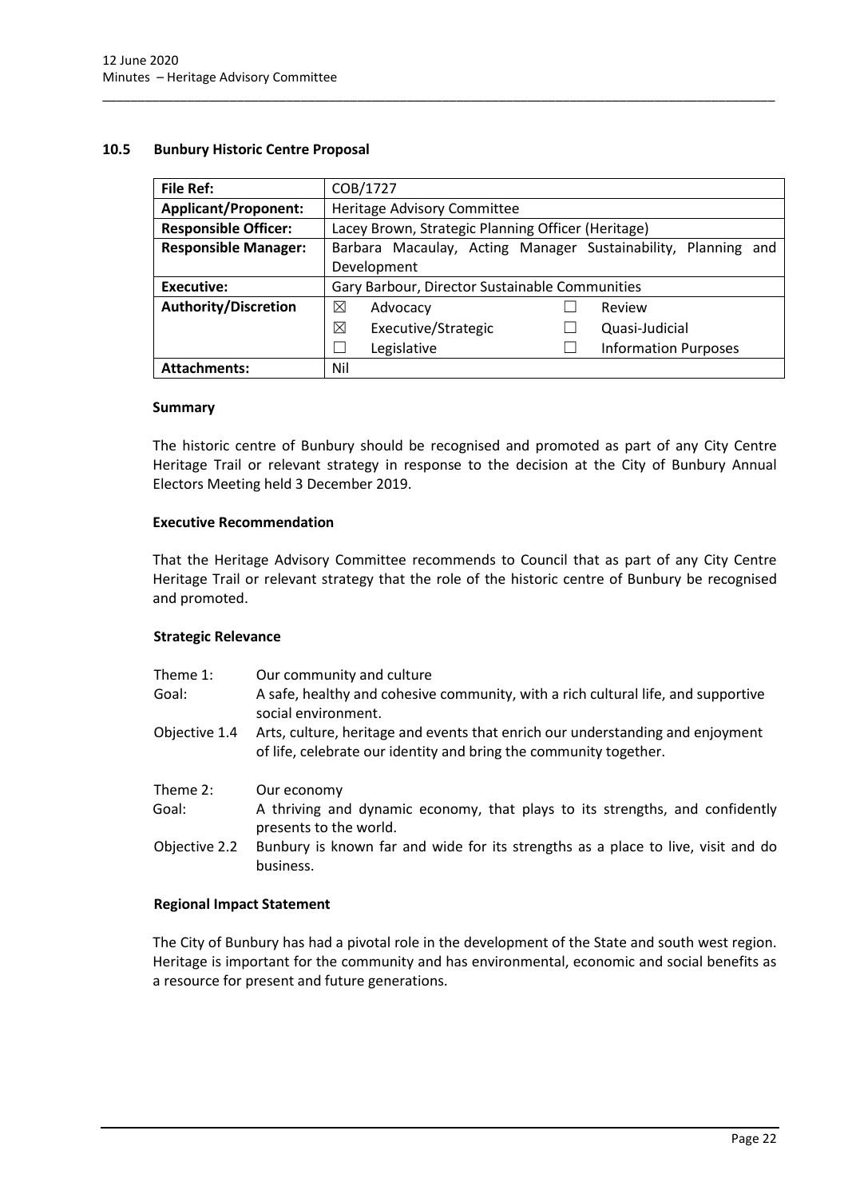### 10.5 Bunbury Historic Centre Proposal

| **File Ref:** | COB/1727 |
|---|---|
| **Applicant/Proponent:** | Heritage Advisory Committee |
| **Responsible Officer:** | Lacey Brown, Strategic Planning Officer (Heritage) |
| **Responsible Manager:** | Barbara Macaulay, Acting Manager Sustainability, Planning and Development |
| **Executive:** | Gary Barbour, Director Sustainable Communities |
| **Authority/Discretion** | ☒ Advocacy<br>☒ Executive/Strategic<br>☐ Legislative<br>☐ Review<br>☐ Quasi-Judicial<br>☐ Information Purposes |
| **Attachments:** | Nil |

#### Summary

The historic centre of Bunbury should be recognised and promoted as part of any City Centre Heritage Trail or relevant strategy in response to the decision at the City of Bunbury Annual Electors Meeting held 3 December 2019.

#### Executive Recommendation

That the Heritage Advisory Committee recommends to Council that as part of any City Centre Heritage Trail or relevant strategy that the role of the historic centre of Bunbury be recognised and promoted.

#### Strategic Relevance

| | |
|---|---|
| Theme 1: | Our community and culture |
| Goal: | A safe, healthy and cohesive community, with a rich cultural life, and supportive social environment. |
| Objective 1.4 | Arts, culture, heritage and events that enrich our understanding and enjoyment of life, celebrate our identity and bring the community together. |
| Theme 2: | Our economy |
| Goal: | A thriving and dynamic economy, that plays to its strengths, and confidently presents to the world. |
| Objective 2.2 | Bunbury is known far and wide for its strengths as a place to live, visit and do business. |

#### Regional Impact Statement

The City of Bunbury has had a pivotal role in the development of the State and south west region. Heritage is important for the community and has environmental, economic and social benefits as a resource for present and future generations.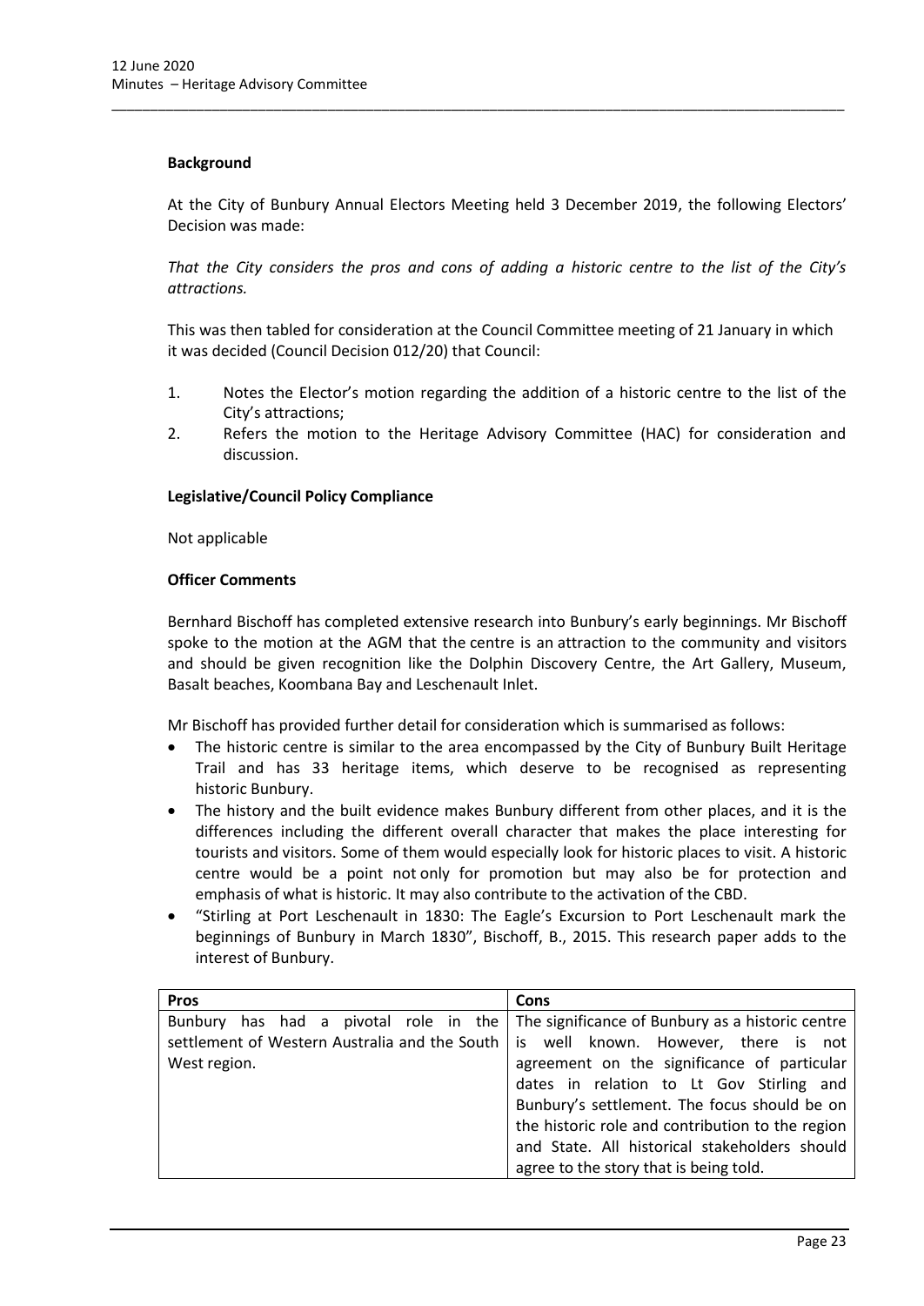**Background**

At the City of Bunbury Annual Electors Meeting held 3 December 2019, the following Electors' Decision was made:

*That the City considers the pros and cons of adding a historic centre to the list of the City's attractions.*

This was then tabled for consideration at the Council Committee meeting of 21 January in which it was decided (Council Decision 012/20) that Council:

1. Notes the Elector's motion regarding the addition of a historic centre to the list of the City's attractions;
2. Refers the motion to the Heritage Advisory Committee (HAC) for consideration and discussion.

**Legislative/Council Policy Compliance**

Not applicable

**Officer Comments**

Bernhard Bischoff has completed extensive research into Bunbury's early beginnings. Mr Bischoff spoke to the motion at the AGM that the centre is an attraction to the community and visitors and should be given recognition like the Dolphin Discovery Centre, the Art Gallery, Museum, Basalt beaches, Koombana Bay and Leschenault Inlet.

Mr Bischoff has provided further detail for consideration which is summarised as follows:

- The historic centre is similar to the area encompassed by the City of Bunbury Built Heritage Trail and has 33 heritage items, which deserve to be recognised as representing historic Bunbury.
- The history and the built evidence makes Bunbury different from other places, and it is the differences including the different overall character that makes the place interesting for tourists and visitors. Some of them would especially look for historic places to visit. A historic centre would be a point not only for promotion but may also be for protection and emphasis of what is historic. It may also contribute to the activation of the CBD.
- "Stirling at Port Leschenault in 1830: The Eagle's Excursion to Port Leschenault mark the beginnings of Bunbury in March 1830", Bischoff, B., 2015. This research paper adds to the interest of Bunbury.

| Pros | Cons |
| --- | --- |
| Bunbury has had a pivotal role in the settlement of Western Australia and the South West region. | The significance of Bunbury as a historic centre is well known. However, there is not agreement on the significance of particular dates in relation to Lt Gov Stirling and Bunbury's settlement. The focus should be on the historic role and contribution to the region and State. All historical stakeholders should agree to the story that is being told. |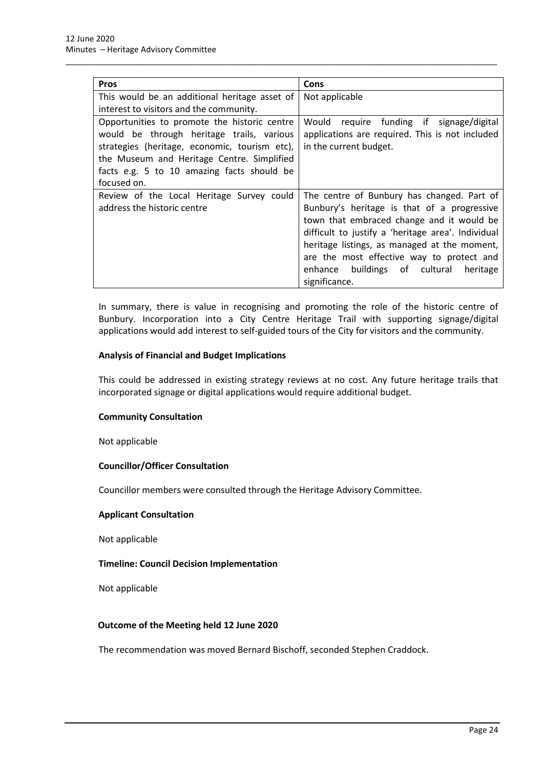| Pros | Cons |
|---|---|
| This would be an additional heritage asset of interest to visitors and the community. | Not applicable |
| Opportunities to promote the historic centre would be through heritage trails, various strategies (heritage, economic, tourism etc), the Museum and Heritage Centre. Simplified facts e.g. 5 to 10 amazing facts should be focused on. | Would require funding if signage/digital applications are required. This is not included in the current budget. |
| Review of the Local Heritage Survey could address the historic centre | The centre of Bunbury has changed. Part of Bunbury's heritage is that of a progressive town that embraced change and it would be difficult to justify a 'heritage area'. Individual heritage listings, as managed at the moment, are the most effective way to protect and enhance buildings of cultural heritage significance. |

In summary, there is value in recognising and promoting the role of the historic centre of Bunbury. Incorporation into a City Centre Heritage Trail with supporting signage/digital applications would add interest to self-guided tours of the City for visitors and the community.

**Analysis of Financial and Budget Implications**

This could be addressed in existing strategy reviews at no cost. Any future heritage trails that incorporated signage or digital applications would require additional budget.

**Community Consultation**

Not applicable

**Councillor/Officer Consultation**

Councillor members were consulted through the Heritage Advisory Committee.

**Applicant Consultation**

Not applicable

**Timeline: Council Decision Implementation**

Not applicable

**Outcome of the Meeting held 12 June 2020**

The recommendation was moved Bernard Bischoff, seconded Stephen Craddock.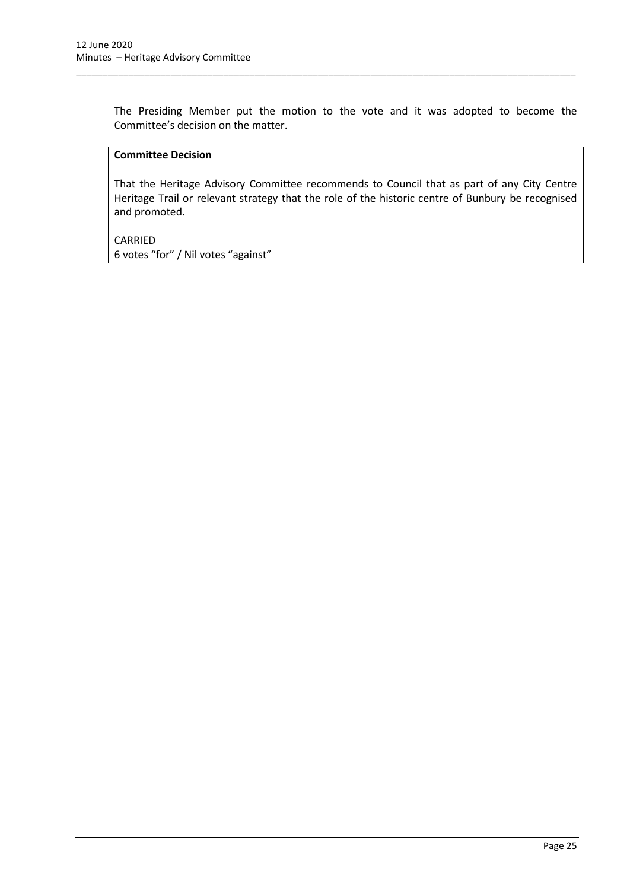The Presiding Member put the motion to the vote and it was adopted to become the Committee's decision on the matter.

**Committee Decision**

That the Heritage Advisory Committee recommends to Council that as part of any City Centre Heritage Trail or relevant strategy that the role of the historic centre of Bunbury be recognised and promoted.

CARRIED
6 votes "for" / Nil votes "against"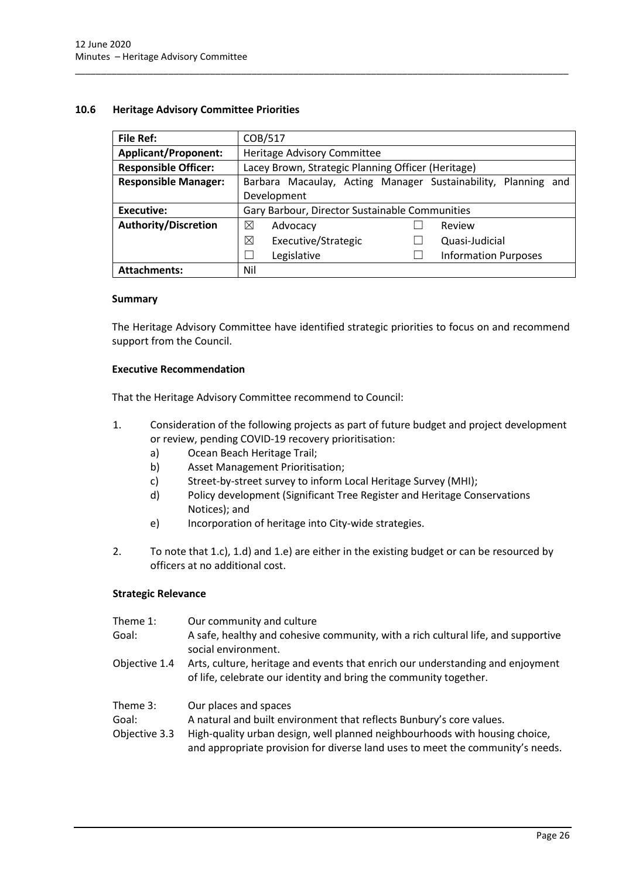## 10.6 Heritage Advisory Committee Priorities

| **File Ref:** | COB/517 |
|---|---|
| **Applicant/Proponent:** | Heritage Advisory Committee |
| **Responsible Officer:** | Lacey Brown, Strategic Planning Officer (Heritage) |
| **Responsible Manager:** | Barbara Macaulay, Acting Manager Sustainability, Planning and Development |
| **Executive:** | Gary Barbour, Director Sustainable Communities |
| **Authority/Discretion** | ☒ Advocacy ☐ Review<br>☒ Executive/Strategic ☐ Quasi-Judicial<br>☐ Legislative ☐ Information Purposes |
| **Attachments:** | Nil |

### Summary

The Heritage Advisory Committee have identified strategic priorities to focus on and recommend support from the Council.

### Executive Recommendation

That the Heritage Advisory Committee recommend to Council:

1. Consideration of the following projects as part of future budget and project development or review, pending COVID-19 recovery prioritisation:
   a) Ocean Beach Heritage Trail;
   b) Asset Management Prioritisation;
   c) Street-by-street survey to inform Local Heritage Survey (MHI);
   d) Policy development (Significant Tree Register and Heritage Conservations Notices); and
   e) Incorporation of heritage into City-wide strategies.
2. To note that 1.c), 1.d) and 1.e) are either in the existing budget or can be resourced by officers at no additional cost.

### Strategic Relevance

| | |
|---|---|
| Theme 1: | Our community and culture |
| Goal: | A safe, healthy and cohesive community, with a rich cultural life, and supportive social environment. |
| Objective 1.4 | Arts, culture, heritage and events that enrich our understanding and enjoyment of life, celebrate our identity and bring the community together. |
| Theme 3: | Our places and spaces |
| Goal: | A natural and built environment that reflects Bunbury's core values. |
| Objective 3.3 | High-quality urban design, well planned neighbourhoods with housing choice, and appropriate provision for diverse land uses to meet the community's needs. |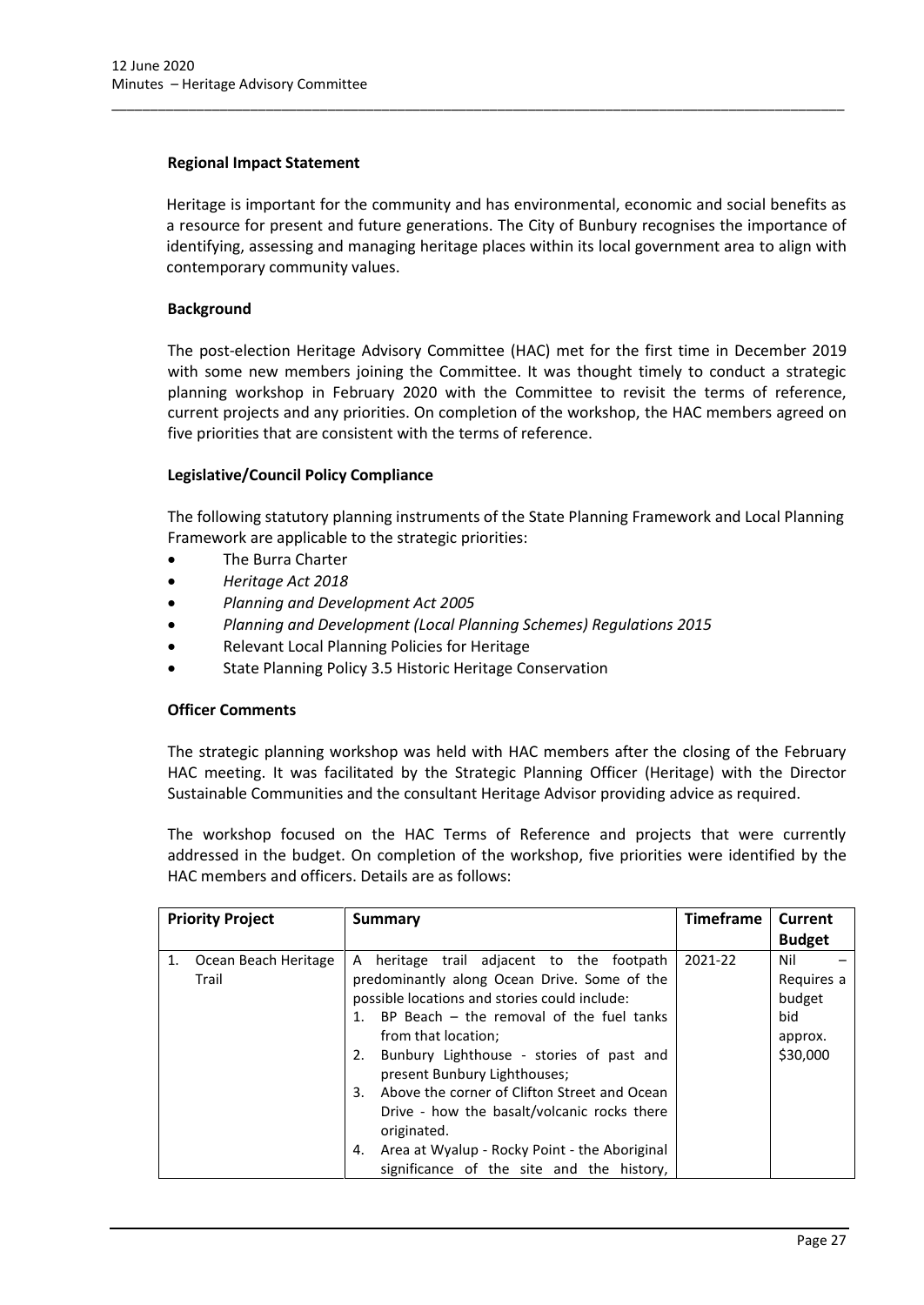### Regional Impact Statement

Heritage is important for the community and has environmental, economic and social benefits as a resource for present and future generations. The City of Bunbury recognises the importance of identifying, assessing and managing heritage places within its local government area to align with contemporary community values.

### Background

The post-election Heritage Advisory Committee (HAC) met for the first time in December 2019 with some new members joining the Committee. It was thought timely to conduct a strategic planning workshop in February 2020 with the Committee to revisit the terms of reference, current projects and any priorities. On completion of the workshop, the HAC members agreed on five priorities that are consistent with the terms of reference.

### Legislative/Council Policy Compliance

The following statutory planning instruments of the State Planning Framework and Local Planning Framework are applicable to the strategic priorities:

- The Burra Charter
- *Heritage Act 2018*
- *Planning and Development Act 2005*
- *Planning and Development (Local Planning Schemes) Regulations 2015*
- Relevant Local Planning Policies for Heritage
- State Planning Policy 3.5 Historic Heritage Conservation

### Officer Comments

The strategic planning workshop was held with HAC members after the closing of the February HAC meeting. It was facilitated by the Strategic Planning Officer (Heritage) with the Director Sustainable Communities and the consultant Heritage Advisor providing advice as required.

The workshop focused on the HAC Terms of Reference and projects that were currently addressed in the budget. On completion of the workshop, five priorities were identified by the HAC members and officers. Details are as follows:

| Priority Project | Summary | Timeframe | Current Budget |
|---|---|---|---|
| 1. Ocean Beach Heritage Trail | A heritage trail adjacent to the footpath predominantly along Ocean Drive. Some of the possible locations and stories could include:<br>1. BP Beach – the removal of the fuel tanks from that location;<br>2. Bunbury Lighthouse - stories of past and present Bunbury Lighthouses;<br>3. Above the corner of Clifton Street and Ocean Drive - how the basalt/volcanic rocks there originated.<br>4. Area at Wyalup - Rocky Point - the Aboriginal significance of the site and the history, | 2021-22 | Nil – Requires a budget bid approx. $30,000 |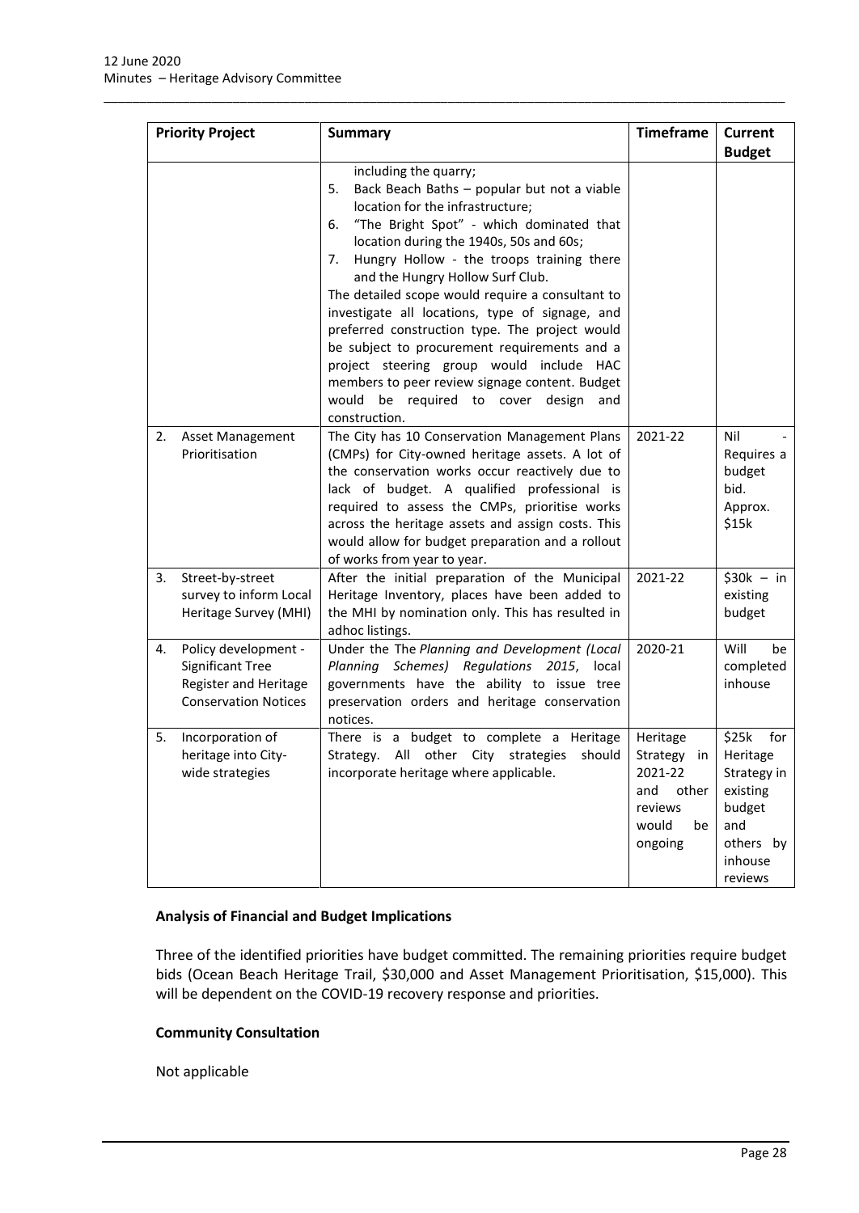| Priority Project | Summary | Timeframe | Current Budget |
|---|---|---|---|
| | including the quarry;<br>5. Back Beach Baths – popular but not a viable location for the infrastructure;<br>6. "The Bright Spot" - which dominated that location during the 1940s, 50s and 60s;<br>7. Hungry Hollow - the troops training there and the Hungry Hollow Surf Club.<br>The detailed scope would require a consultant to investigate all locations, type of signage, and preferred construction type. The project would be subject to procurement requirements and a project steering group would include HAC members to peer review signage content. Budget would be required to cover design and construction. | | |
| 2. Asset Management Prioritisation | The City has 10 Conservation Management Plans (CMPs) for City-owned heritage assets. A lot of the conservation works occur reactively due to lack of budget. A qualified professional is required to assess the CMPs, prioritise works across the heritage assets and assign costs. This would allow for budget preparation and a rollout of works from year to year. | 2021-22 | Nil - Requires a budget bid. Approx. $15k |
| 3. Street-by-street survey to inform Local Heritage Survey (MHI) | After the initial preparation of the Municipal Heritage Inventory, places have been added to the MHI by nomination only. This has resulted in adhoc listings. | 2021-22 | $30k – in existing budget |
| 4. Policy development - Significant Tree Register and Heritage Conservation Notices | Under the The *Planning and Development (Local Planning Schemes) Regulations 2015*, local governments have the ability to issue tree preservation orders and heritage conservation notices. | 2020-21 | Will be completed inhouse |
| 5. Incorporation of heritage into City-wide strategies | There is a budget to complete a Heritage Strategy. All other City strategies should incorporate heritage where applicable. | Heritage Strategy in 2021-22 and other reviews would be ongoing | $25k for Heritage Strategy in existing budget and others by inhouse reviews |

**Analysis of Financial and Budget Implications**

Three of the identified priorities have budget committed. The remaining priorities require budget bids (Ocean Beach Heritage Trail, $30,000 and Asset Management Prioritisation, $15,000). This will be dependent on the COVID-19 recovery response and priorities.

**Community Consultation**

Not applicable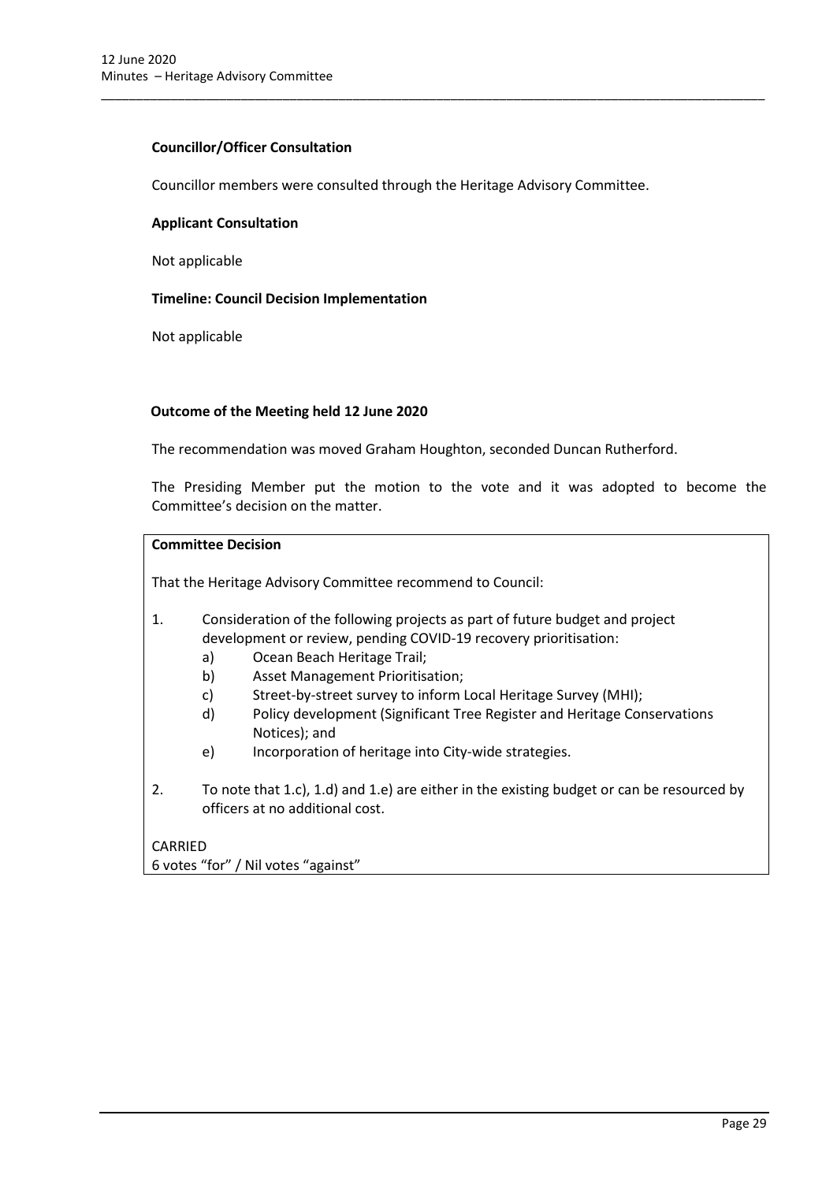**Councillor/Officer Consultation**

Councillor members were consulted through the Heritage Advisory Committee.

**Applicant Consultation**

Not applicable

**Timeline: Council Decision Implementation**

Not applicable

**Outcome of the Meeting held 12 June 2020**

The recommendation was moved Graham Houghton, seconded Duncan Rutherford.

The Presiding Member put the motion to the vote and it was adopted to become the Committee's decision on the matter.

**Committee Decision**

That the Heritage Advisory Committee recommend to Council:

1. Consideration of the following projects as part of future budget and project development or review, pending COVID-19 recovery prioritisation:
   a) Ocean Beach Heritage Trail;
   b) Asset Management Prioritisation;
   c) Street-by-street survey to inform Local Heritage Survey (MHI);
   d) Policy development (Significant Tree Register and Heritage Conservations Notices); and
   e) Incorporation of heritage into City-wide strategies.

2. To note that 1.c), 1.d) and 1.e) are either in the existing budget or can be resourced by officers at no additional cost.

CARRIED
6 votes "for" / Nil votes "against"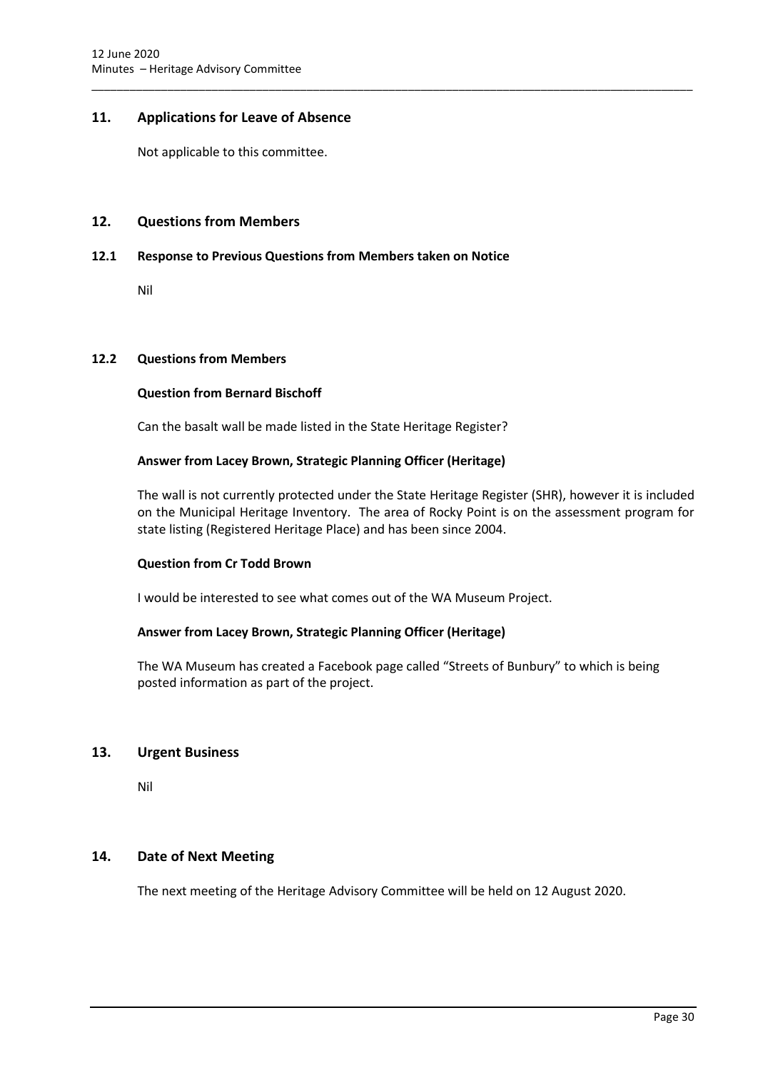## 11. Applications for Leave of Absence

Not applicable to this committee.

## 12. Questions from Members

### 12.1 Response to Previous Questions from Members taken on Notice

Nil

### 12.2 Questions from Members

**Question from Bernard Bischoff**

Can the basalt wall be made listed in the State Heritage Register?

**Answer from Lacey Brown, Strategic Planning Officer (Heritage)**

The wall is not currently protected under the State Heritage Register (SHR), however it is included on the Municipal Heritage Inventory. The area of Rocky Point is on the assessment program for state listing (Registered Heritage Place) and has been since 2004.

**Question from Cr Todd Brown**

I would be interested to see what comes out of the WA Museum Project.

**Answer from Lacey Brown, Strategic Planning Officer (Heritage)**

The WA Museum has created a Facebook page called "Streets of Bunbury" to which is being posted information as part of the project.

## 13. Urgent Business

Nil

## 14. Date of Next Meeting

The next meeting of the Heritage Advisory Committee will be held on 12 August 2020.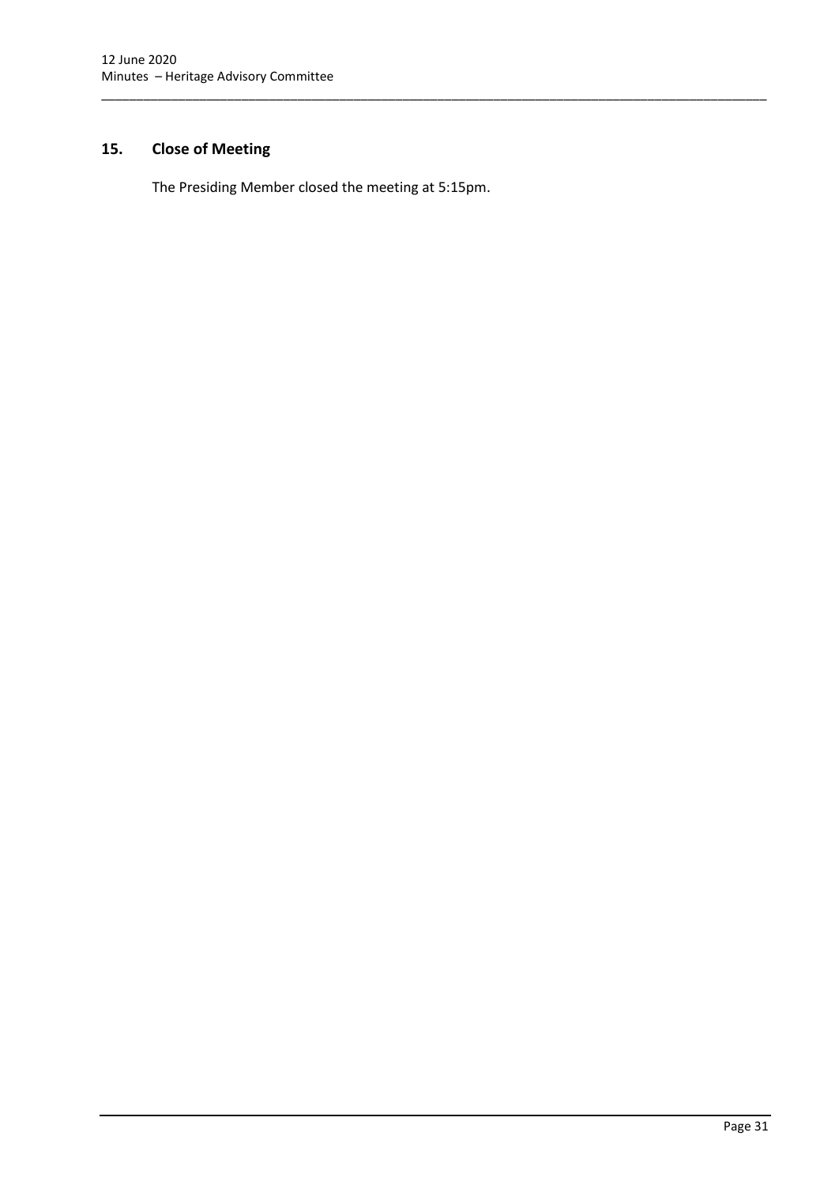## 15. Close of Meeting

The Presiding Member closed the meeting at 5:15pm.